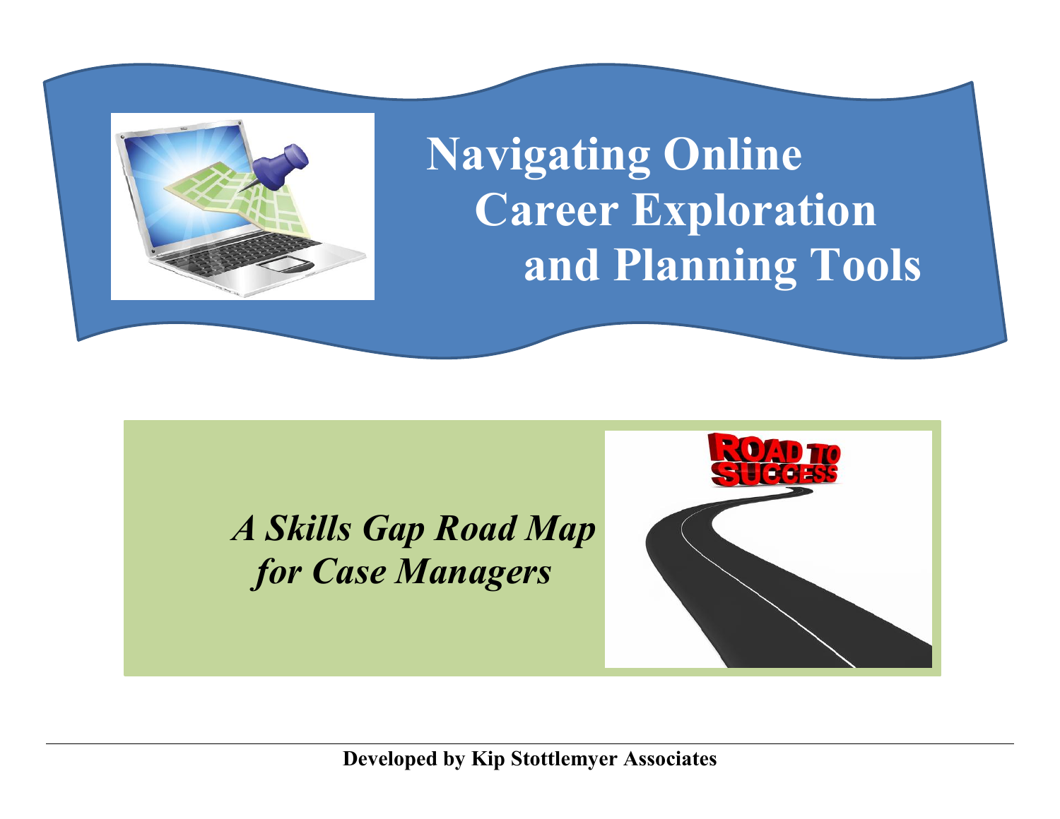# Navigating Online Career Exploration and Planning Tools

## *A Skills Gap Road Map for Case Managers*

**Developed by Kip Stottlemyer Associates**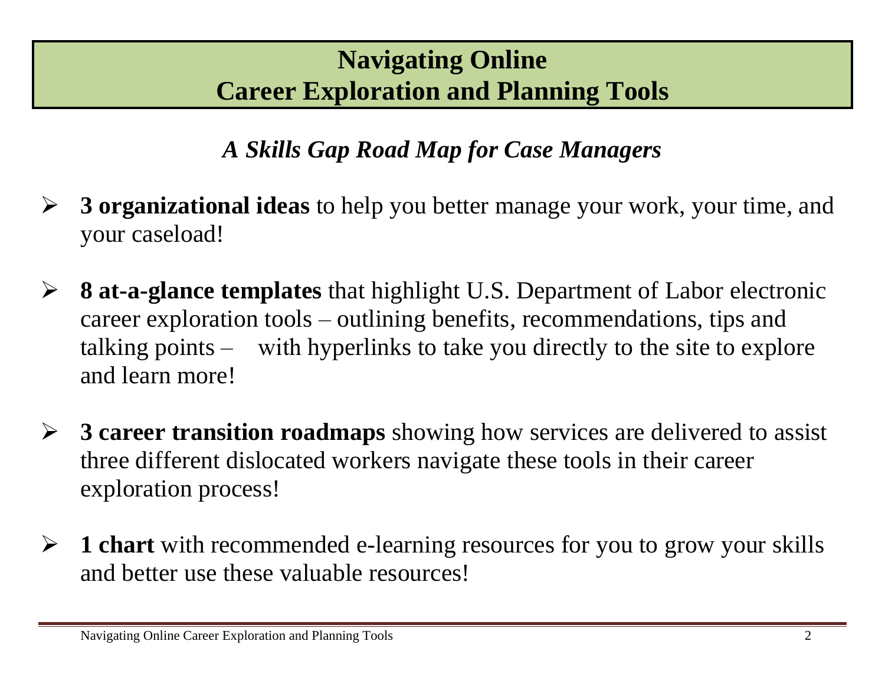# Navigating Online Career Exploration and Planning Tools

***A Skills Gap Road Map for Case Managers***

- **3 organizational ideas** to help you better manage your work, your time, and your caseload!
- **8 at-a-glance templates** that highlight U.S. Department of Labor electronic career exploration tools – outlining benefits, recommendations, tips and talking points – with hyperlinks to take you directly to the site to explore and learn more!
- **3 career transition roadmaps** showing how services are delivered to assist three different dislocated workers navigate these tools in their career exploration process!
- **1 chart** with recommended e-learning resources for you to grow your skills and better use these valuable resources!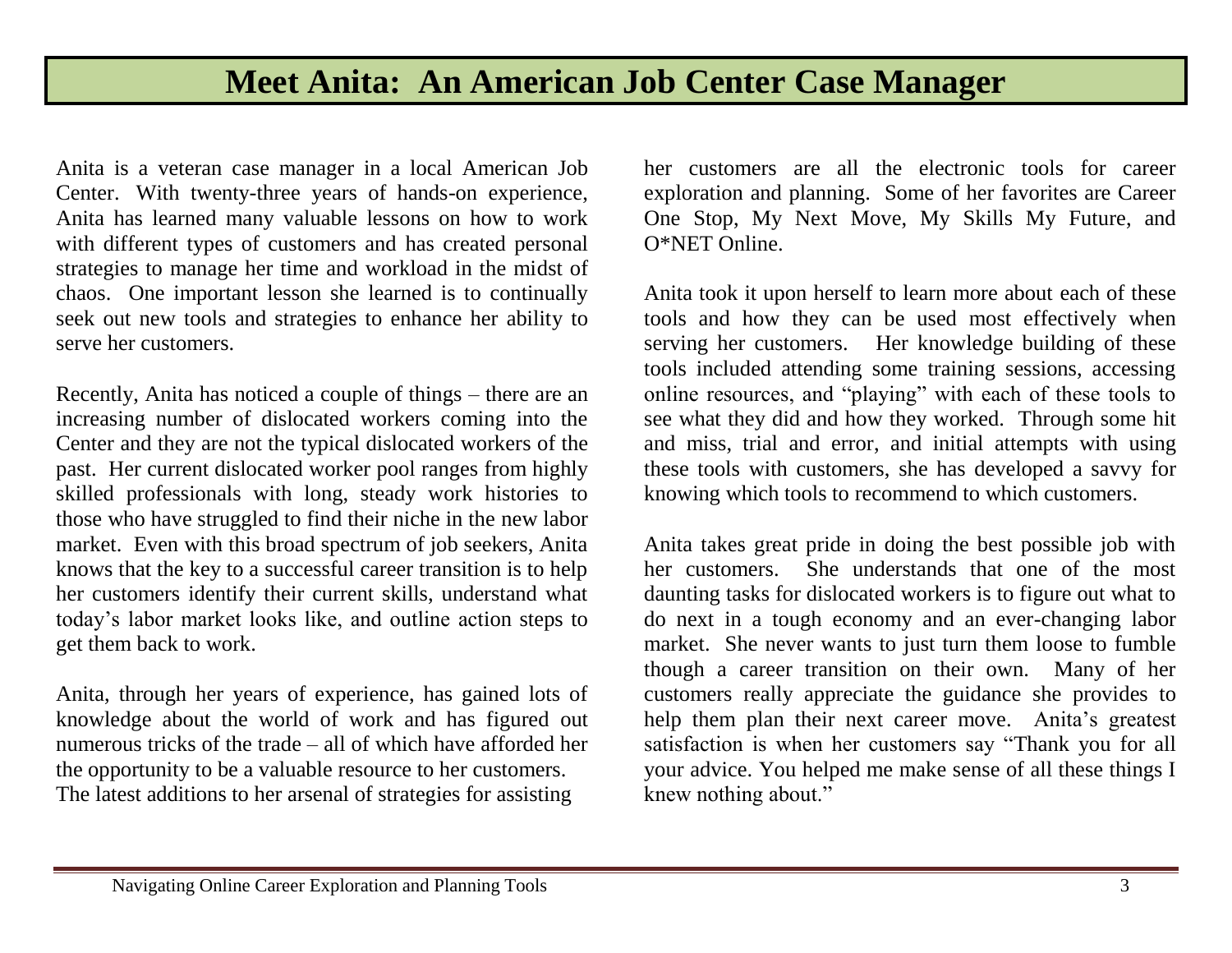# Meet Anita: An American Job Center Case Manager

Anita is a veteran case manager in a local American Job Center. With twenty-three years of hands-on experience, Anita has learned many valuable lessons on how to work with different types of customers and has created personal strategies to manage her time and workload in the midst of chaos. One important lesson she learned is to continually seek out new tools and strategies to enhance her ability to serve her customers.

Recently, Anita has noticed a couple of things – there are an increasing number of dislocated workers coming into the Center and they are not the typical dislocated workers of the past. Her current dislocated worker pool ranges from highly skilled professionals with long, steady work histories to those who have struggled to find their niche in the new labor market. Even with this broad spectrum of job seekers, Anita knows that the key to a successful career transition is to help her customers identify their current skills, understand what today's labor market looks like, and outline action steps to get them back to work.

Anita, through her years of experience, has gained lots of knowledge about the world of work and has figured out numerous tricks of the trade – all of which have afforded her the opportunity to be a valuable resource to her customers. The latest additions to her arsenal of strategies for assisting her customers are all the electronic tools for career exploration and planning. Some of her favorites are Career One Stop, My Next Move, My Skills My Future, and O*NET Online.

Anita took it upon herself to learn more about each of these tools and how they can be used most effectively when serving her customers. Her knowledge building of these tools included attending some training sessions, accessing online resources, and "playing" with each of these tools to see what they did and how they worked. Through some hit and miss, trial and error, and initial attempts with using these tools with customers, she has developed a savvy for knowing which tools to recommend to which customers.

Anita takes great pride in doing the best possible job with her customers. She understands that one of the most daunting tasks for dislocated workers is to figure out what to do next in a tough economy and an ever-changing labor market. She never wants to just turn them loose to fumble though a career transition on their own. Many of her customers really appreciate the guidance she provides to help them plan their next career move. Anita's greatest satisfaction is when her customers say "Thank you for all your advice. You helped me make sense of all these things I knew nothing about."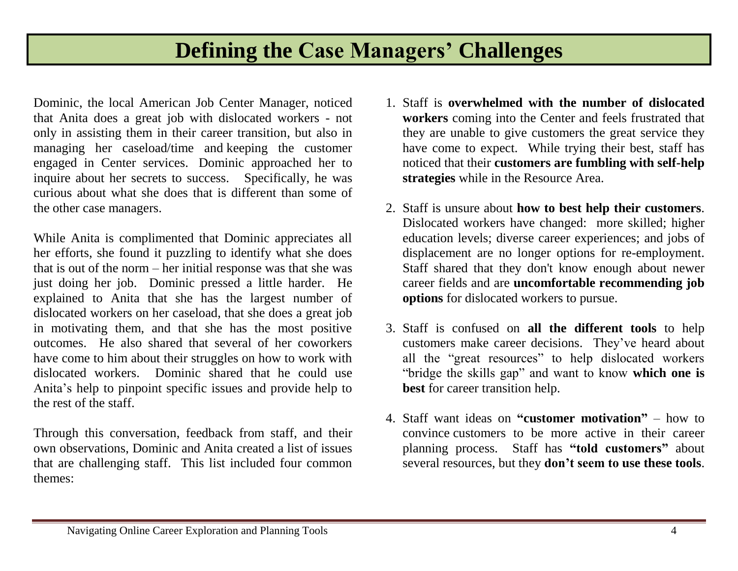# Defining the Case Managers' Challenges

Dominic, the local American Job Center Manager, noticed that Anita does a great job with dislocated workers - not only in assisting them in their career transition, but also in managing her caseload/time and keeping the customer engaged in Center services. Dominic approached her to inquire about her secrets to success. Specifically, he was curious about what she does that is different than some of the other case managers.

While Anita is complimented that Dominic appreciates all her efforts, she found it puzzling to identify what she does that is out of the norm – her initial response was that she was just doing her job. Dominic pressed a little harder. He explained to Anita that she has the largest number of dislocated workers on her caseload, that she does a great job in motivating them, and that she has the most positive outcomes. He also shared that several of her coworkers have come to him about their struggles on how to work with dislocated workers. Dominic shared that he could use Anita's help to pinpoint specific issues and provide help to the rest of the staff.

Through this conversation, feedback from staff, and their own observations, Dominic and Anita created a list of issues that are challenging staff. This list included four common themes:

1. Staff is **overwhelmed with the number of dislocated workers** coming into the Center and feels frustrated that they are unable to give customers the great service they have come to expect. While trying their best, staff has noticed that their **customers are fumbling with self-help strategies** while in the Resource Area.

2. Staff is unsure about **how to best help their customers**. Dislocated workers have changed: more skilled; higher education levels; diverse career experiences; and jobs of displacement are no longer options for re-employment. Staff shared that they don't know enough about newer career fields and are **uncomfortable recommending job options** for dislocated workers to pursue.

3. Staff is confused on **all the different tools** to help customers make career decisions. They've heard about all the "great resources" to help dislocated workers "bridge the skills gap" and want to know **which one is best** for career transition help.

4. Staff want ideas on **"customer motivation"** – how to convince customers to be more active in their career planning process. Staff has **"told customers"** about several resources, but they **don't seem to use these tools**.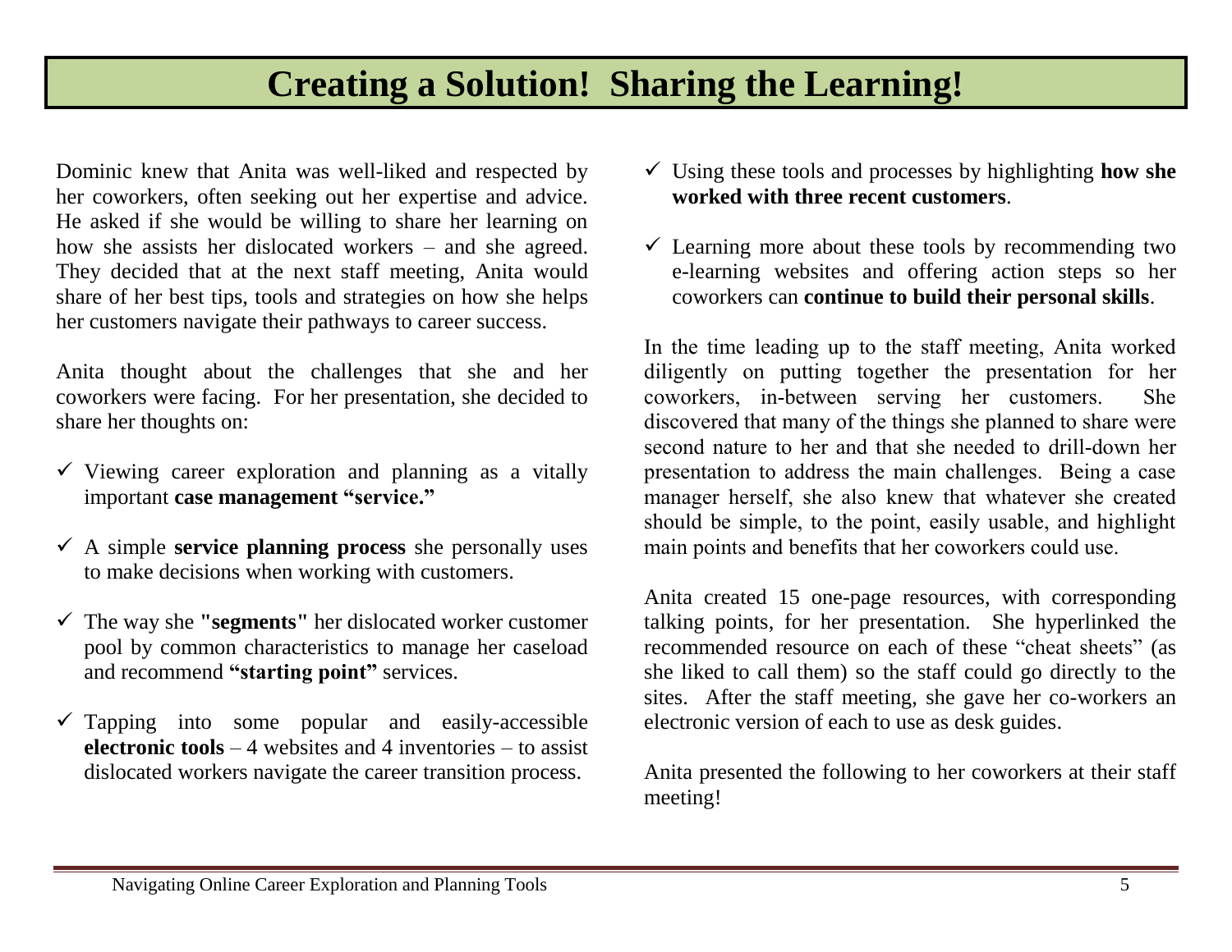# Creating a Solution! Sharing the Learning!

Dominic knew that Anita was well-liked and respected by her coworkers, often seeking out her expertise and advice. He asked if she would be willing to share her learning on how she assists her dislocated workers – and she agreed. They decided that at the next staff meeting, Anita would share of her best tips, tools and strategies on how she helps her customers navigate their pathways to career success.

Anita thought about the challenges that she and her coworkers were facing. For her presentation, she decided to share her thoughts on:

- ✓ Viewing career exploration and planning as a vitally important **case management "service."**
- ✓ A simple **service planning process** she personally uses to make decisions when working with customers.
- ✓ The way she **"segments"** her dislocated worker customer pool by common characteristics to manage her caseload and recommend **"starting point"** services.
- ✓ Tapping into some popular and easily-accessible **electronic tools** – 4 websites and 4 inventories – to assist dislocated workers navigate the career transition process.
- ✓ Using these tools and processes by highlighting **how she worked with three recent customers**.
- ✓ Learning more about these tools by recommending two e-learning websites and offering action steps so her coworkers can **continue to build their personal skills**.

In the time leading up to the staff meeting, Anita worked diligently on putting together the presentation for her coworkers, in-between serving her customers. She discovered that many of the things she planned to share were second nature to her and that she needed to drill-down her presentation to address the main challenges. Being a case manager herself, she also knew that whatever she created should be simple, to the point, easily usable, and highlight main points and benefits that her coworkers could use.

Anita created 15 one-page resources, with corresponding talking points, for her presentation. She hyperlinked the recommended resource on each of these "cheat sheets" (as she liked to call them) so the staff could go directly to the sites. After the staff meeting, she gave her co-workers an electronic version of each to use as desk guides.

Anita presented the following to her coworkers at their staff meeting!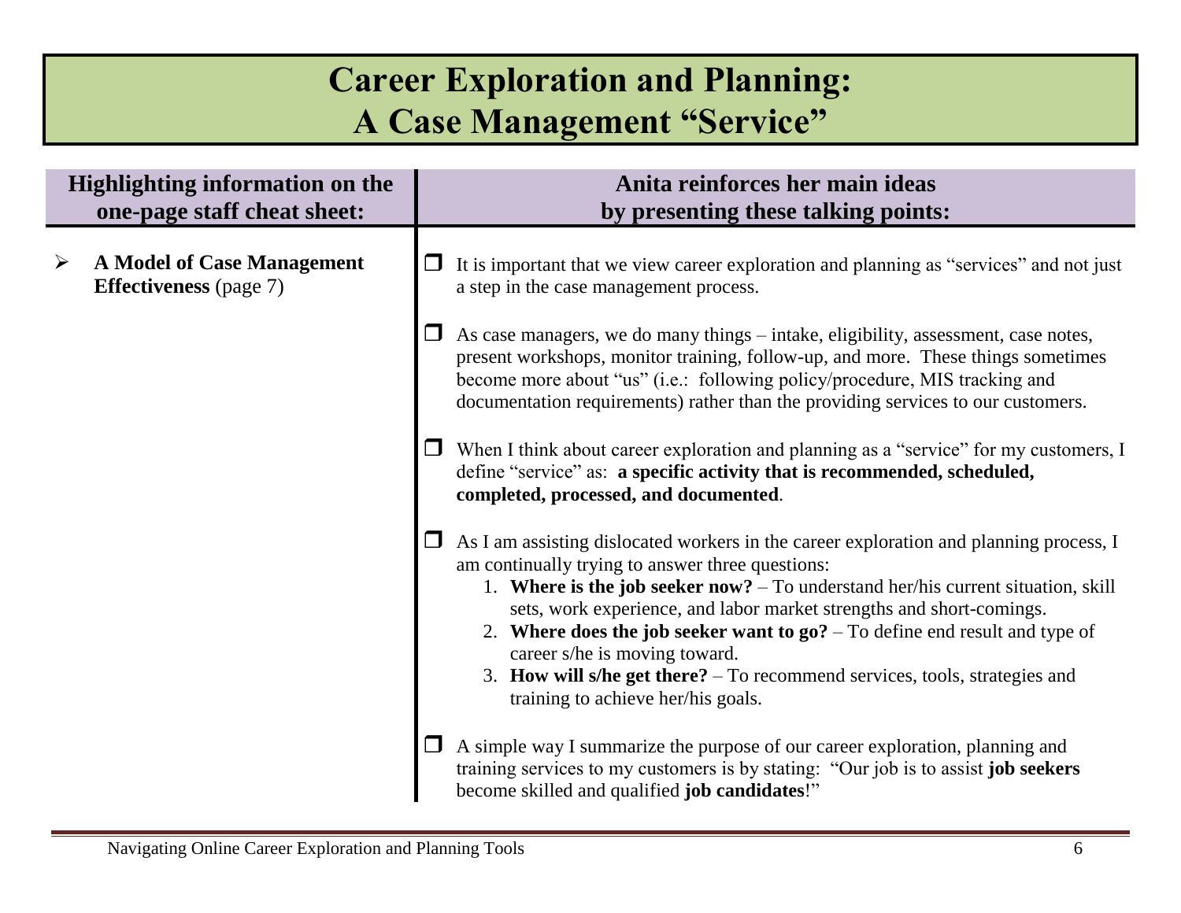# Career Exploration and Planning: A Case Management "Service"

| Highlighting information on the one-page staff cheat sheet: | Anita reinforces her main ideas by presenting these talking points: |
| --- | --- |
| ➢ **A Model of Case Management Effectiveness** (page 7) | ❒ It is important that we view career exploration and planning as "services" and not just a step in the case management process.<br><br>❒ As case managers, we do many things – intake, eligibility, assessment, case notes, present workshops, monitor training, follow-up, and more. These things sometimes become more about "us" (i.e.: following policy/procedure, MIS tracking and documentation requirements) rather than the providing services to our customers.<br><br>❒ When I think about career exploration and planning as a "service" for my customers, I define "service" as: **a specific activity that is recommended, scheduled, completed, processed, and documented**.<br><br>❒ As I am assisting dislocated workers in the career exploration and planning process, I am continually trying to answer three questions:<br>1. **Where is the job seeker now?** – To understand her/his current situation, skill sets, work experience, and labor market strengths and short-comings.<br>2. **Where does the job seeker want to go?** – To define end result and type of career s/he is moving toward.<br>3. **How will s/he get there?** – To recommend services, tools, strategies and training to achieve her/his goals.<br><br>❒ A simple way I summarize the purpose of our career exploration, planning and training services to my customers is by stating: "Our job is to assist **job seekers** become skilled and qualified **job candidates**!" |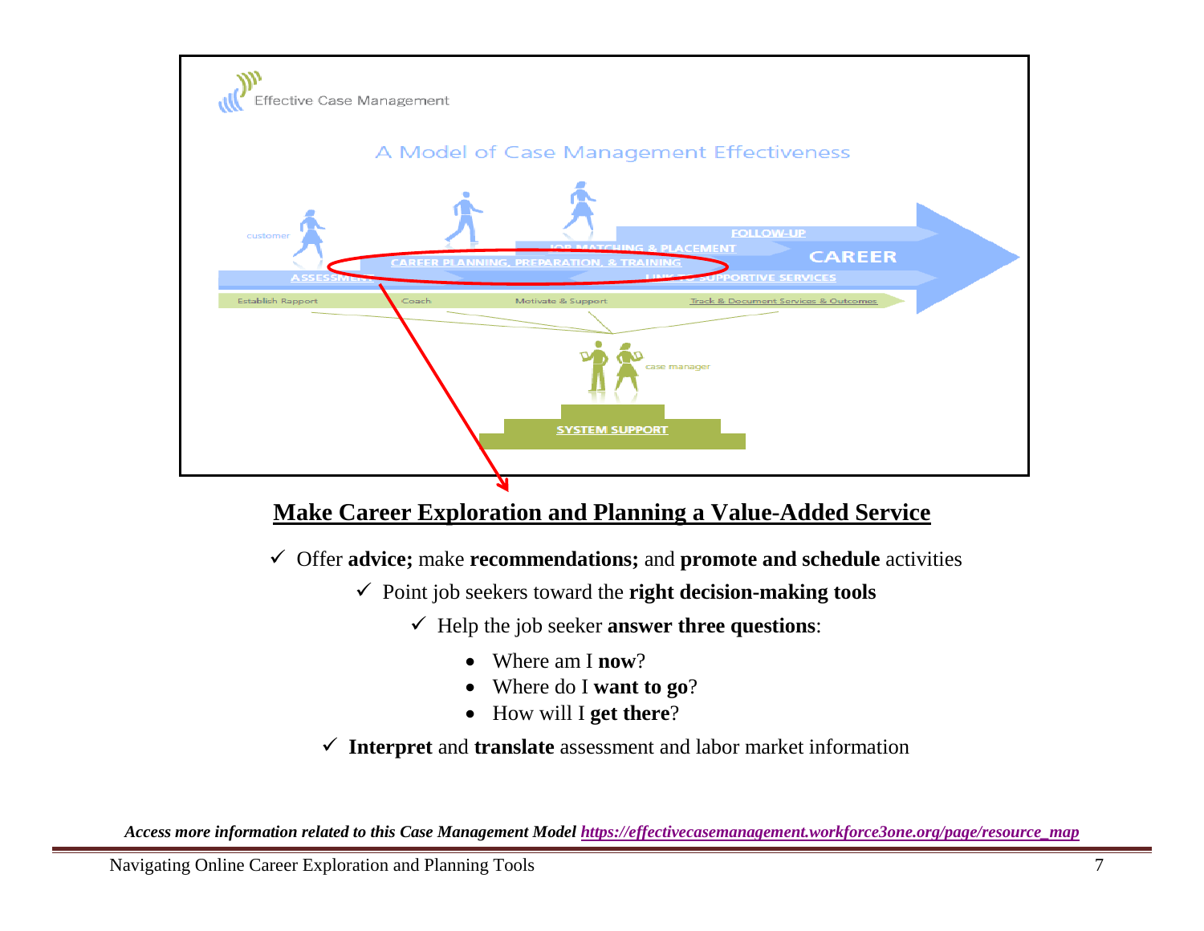Effective Case Management

A Model of Case Management Effectiveness

customer

FOLLOW-UP

JOB MATCHING & PLACEMENT

CAREER

CAREER PLANNING, PREPARATION, & TRAINING

ASSESSMENT

LINKS TO SUPPORTIVE SERVICES

Establish Rapport | Coach | Motivate & Support | Track & Document Services & Outcomes

case manager

SYSTEM SUPPORT

## Make Career Exploration and Planning a Value-Added Service

- ✓ Offer **advice;** make **recommendations;** and **promote and schedule** activities
- ✓ Point job seekers toward the **right decision-making tools**
- ✓ Help the job seeker **answer three questions**:
  - Where am I **now**?
  - Where do I **want to go**?
  - How will I **get there**?
- ✓ **Interpret** and **translate** assessment and labor market information

***Access more information related to this Case Management Model [https://effectivecasemanagement.workforce3one.org/page/resource_map](https://effectivecasemanagement.workforce3one.org/page/resource_map)***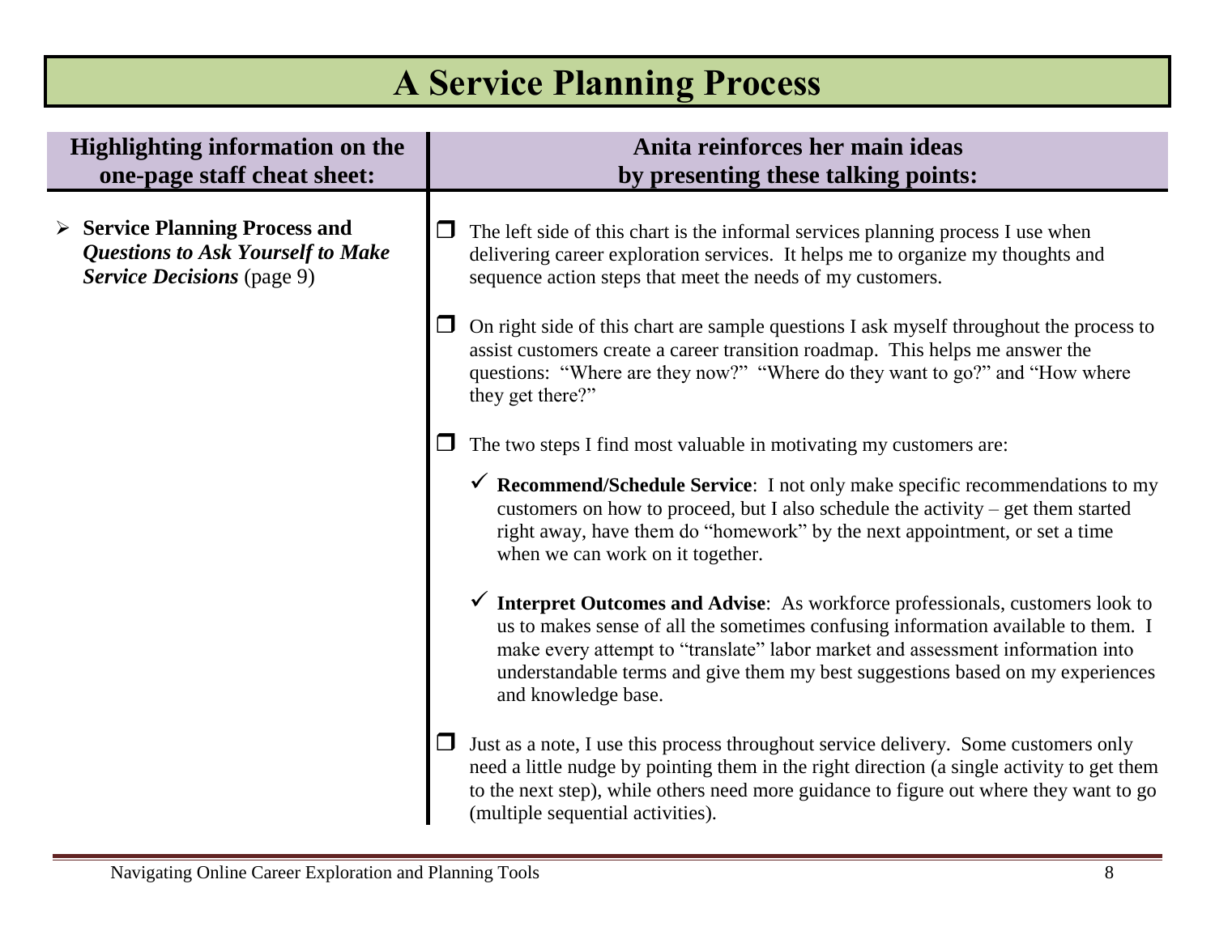# A Service Planning Process

| Highlighting information on the one-page staff cheat sheet: | Anita reinforces her main ideas by presenting these talking points: |
|---|---|
| ➢ **Service Planning Process and *Questions to Ask Yourself to Make Service Decisions*** (page 9) | ❒ The left side of this chart is the informal services planning process I use when delivering career exploration services. It helps me to organize my thoughts and sequence action steps that meet the needs of my customers.<br><br>❒ On right side of this chart are sample questions I ask myself throughout the process to assist customers create a career transition roadmap. This helps me answer the questions: "Where are they now?" "Where do they want to go?" and "How where they get there?"<br><br>❒ The two steps I find most valuable in motivating my customers are:<br><br>✓ **Recommend/Schedule Service**: I not only make specific recommendations to my customers on how to proceed, but I also schedule the activity – get them started right away, have them do "homework" by the next appointment, or set a time when we can work on it together.<br><br>✓ **Interpret Outcomes and Advise**: As workforce professionals, customers look to us to makes sense of all the sometimes confusing information available to them. I make every attempt to "translate" labor market and assessment information into understandable terms and give them my best suggestions based on my experiences and knowledge base.<br><br>❒ Just as a note, I use this process throughout service delivery. Some customers only need a little nudge by pointing them in the right direction (a single activity to get them to the next step), while others need more guidance to figure out where they want to go (multiple sequential activities). |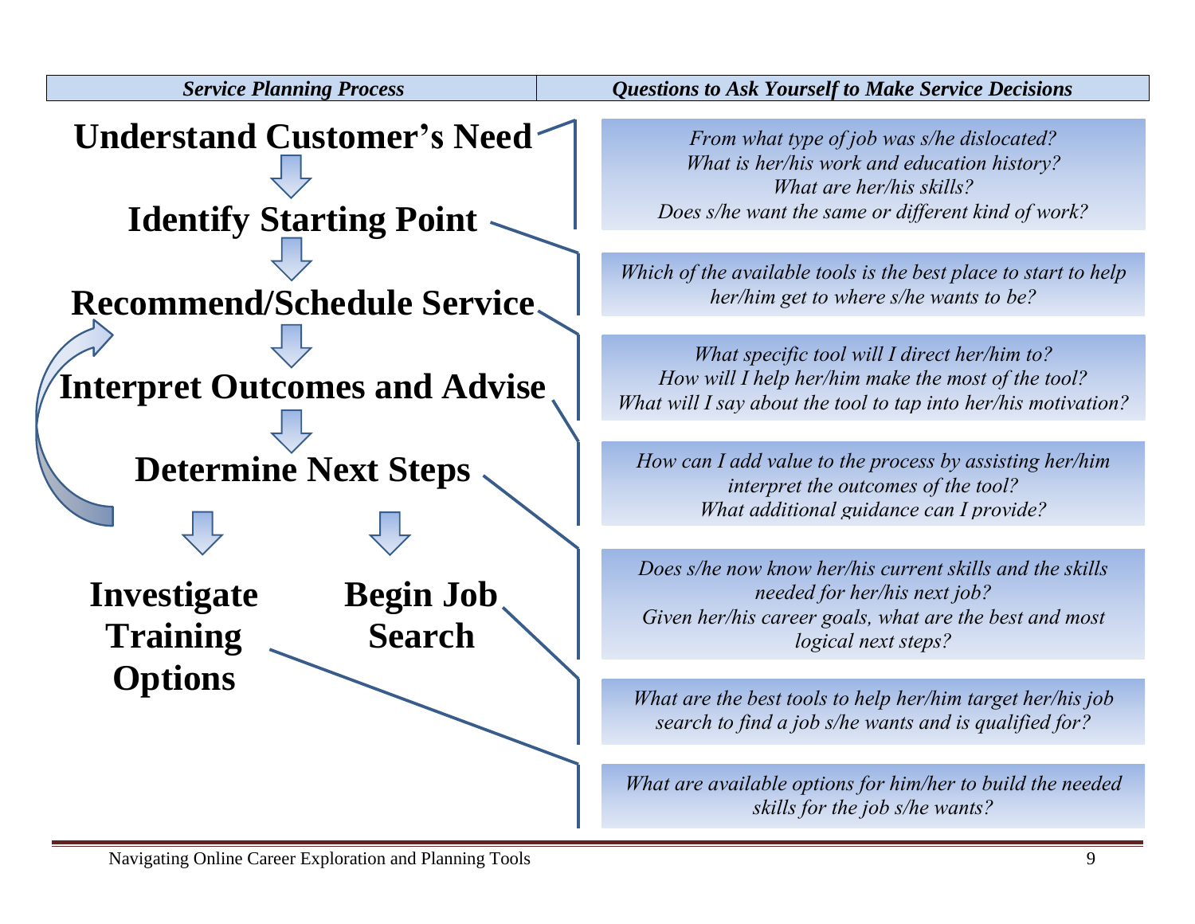| *Service Planning Process* | *Questions to Ask Yourself to Make Service Decisions* |
| --- | --- |
| **Understand Customer's Need** | *From what type of job was s/he dislocated?* <br> *What is her/his work and education history?* <br> *What are her/his skills?* <br> *Does s/he want the same or different kind of work?* |
| **Identify Starting Point** | *Which of the available tools is the best place to start to help her/him get to where s/he wants to be?* |
| **Recommend/Schedule Service** | *What specific tool will I direct her/him to?* <br> *How will I help her/him make the most of the tool?* <br> *What will I say about the tool to tap into her/his motivation?* |
| **Interpret Outcomes and Advise** | *How can I add value to the process by assisting her/him interpret the outcomes of the tool?* <br> *What additional guidance can I provide?* |
| **Determine Next Steps** | *Does s/he now know her/his current skills and the skills needed for her/his next job?* <br> *Given her/his career goals, what are the best and most logical next steps?* |
| **Begin Job Search** | *What are the best tools to help her/him target her/his job search to find a job s/he wants and is qualified for?* |
| **Investigate Training Options** | *What are available options for him/her to build the needed skills for the job s/he wants?* |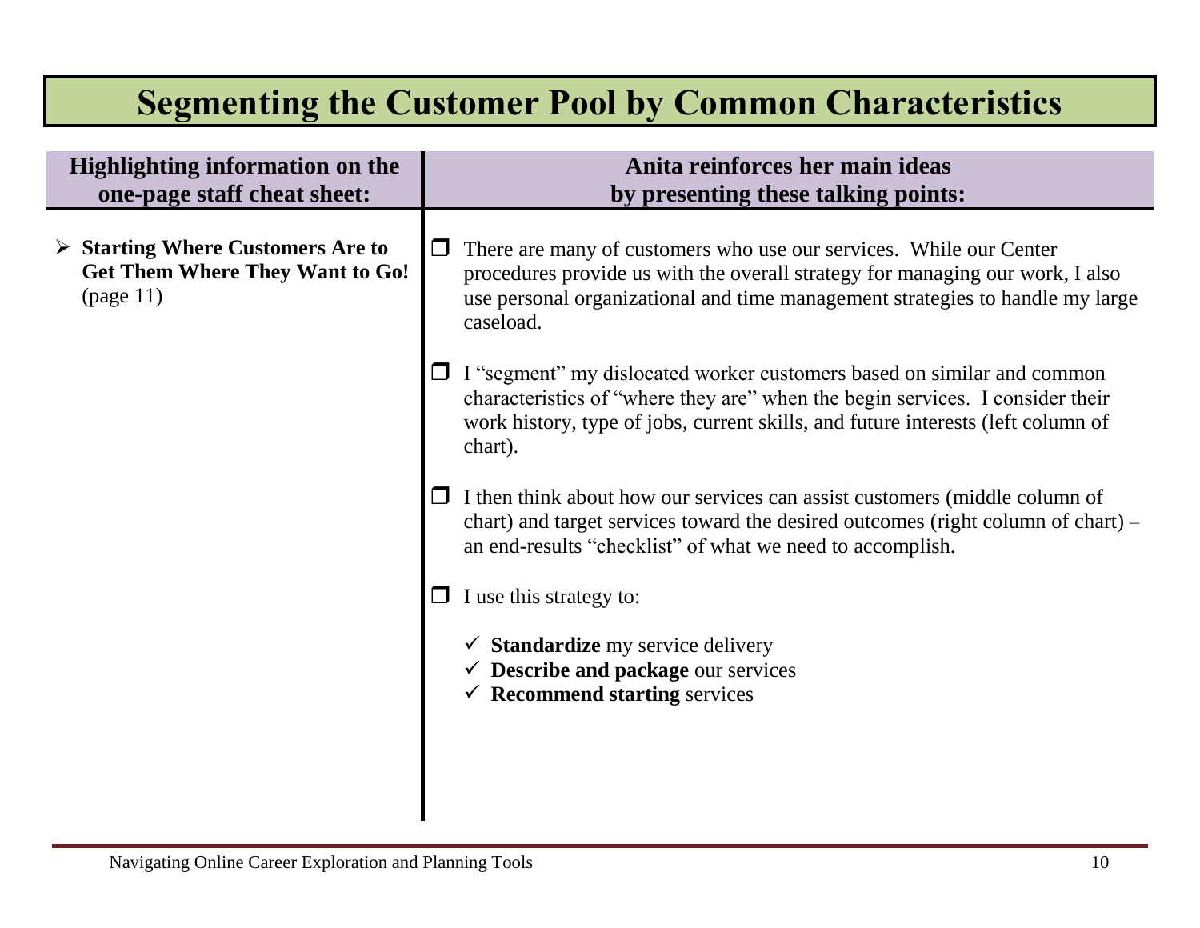# Segmenting the Customer Pool by Common Characteristics

| Highlighting information on the one-page staff cheat sheet: | Anita reinforces her main ideas by presenting these talking points: |
|---|---|
| ➢ **Starting Where Customers Are to Get Them Where They Want to Go!** (page 11) | ❒ There are many of customers who use our services. While our Center procedures provide us with the overall strategy for managing our work, I also use personal organizational and time management strategies to handle my large caseload.<br><br>❒ I "segment" my dislocated worker customers based on similar and common characteristics of "where they are" when the begin services. I consider their work history, type of jobs, current skills, and future interests (left column of chart).<br><br>❒ I then think about how our services can assist customers (middle column of chart) and target services toward the desired outcomes (right column of chart) – an end-results "checklist" of what we need to accomplish.<br><br>❒ I use this strategy to:<br>✓ **Standardize** my service delivery<br>✓ **Describe and package** our services<br>✓ **Recommend starting** services |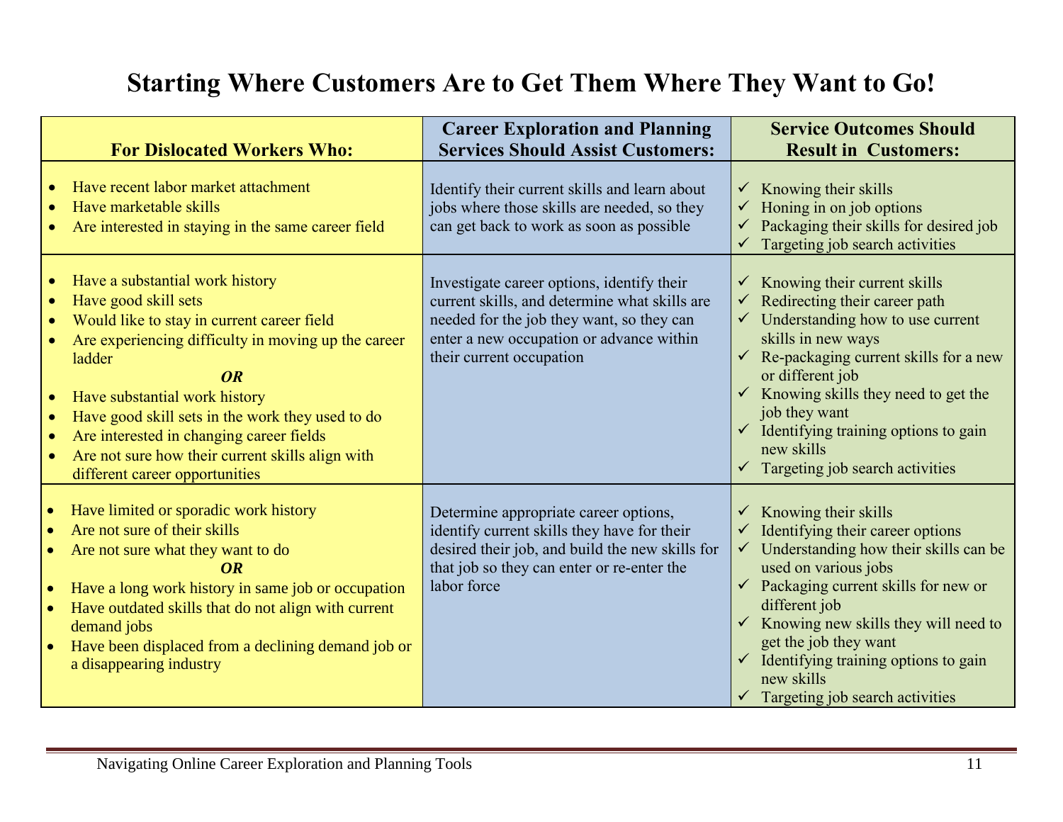# Starting Where Customers Are to Get Them Where They Want to Go!

| For Dislocated Workers Who: | Career Exploration and Planning Services Should Assist Customers: | Service Outcomes Should Result in Customers: |
|---|---|---|
| • Have recent labor market attachment<br>• Have marketable skills<br>• Are interested in staying in the same career field | Identify their current skills and learn about jobs where those skills are needed, so they can get back to work as soon as possible | ✓ Knowing their skills<br>✓ Honing in on job options<br>✓ Packaging their skills for desired job<br>✓ Targeting job search activities |
| • Have a substantial work history<br>• Have good skill sets<br>• Would like to stay in current career field<br>• Are experiencing difficulty in moving up the career ladder<br>***OR***<br>• Have substantial work history<br>• Have good skill sets in the work they used to do<br>• Are interested in changing career fields<br>• Are not sure how their current skills align with different career opportunities | Investigate career options, identify their current skills, and determine what skills are needed for the job they want, so they can enter a new occupation or advance within their current occupation | ✓ Knowing their current skills<br>✓ Redirecting their career path<br>✓ Understanding how to use current skills in new ways<br>✓ Re-packaging current skills for a new or different job<br>✓ Knowing skills they need to get the job they want<br>✓ Identifying training options to gain new skills<br>✓ Targeting job search activities |
| • Have limited or sporadic work history<br>• Are not sure of their skills<br>• Are not sure what they want to do<br>***OR***<br>• Have a long work history in same job or occupation<br>• Have outdated skills that do not align with current demand jobs<br>• Have been displaced from a declining demand job or a disappearing industry | Determine appropriate career options, identify current skills they have for their desired their job, and build the new skills for that job so they can enter or re-enter the labor force | ✓ Knowing their skills<br>✓ Identifying their career options<br>✓ Understanding how their skills can be used on various jobs<br>✓ Packaging current skills for new or different job<br>✓ Knowing new skills they will need to get the job they want<br>✓ Identifying training options to gain new skills<br>✓ Targeting job search activities |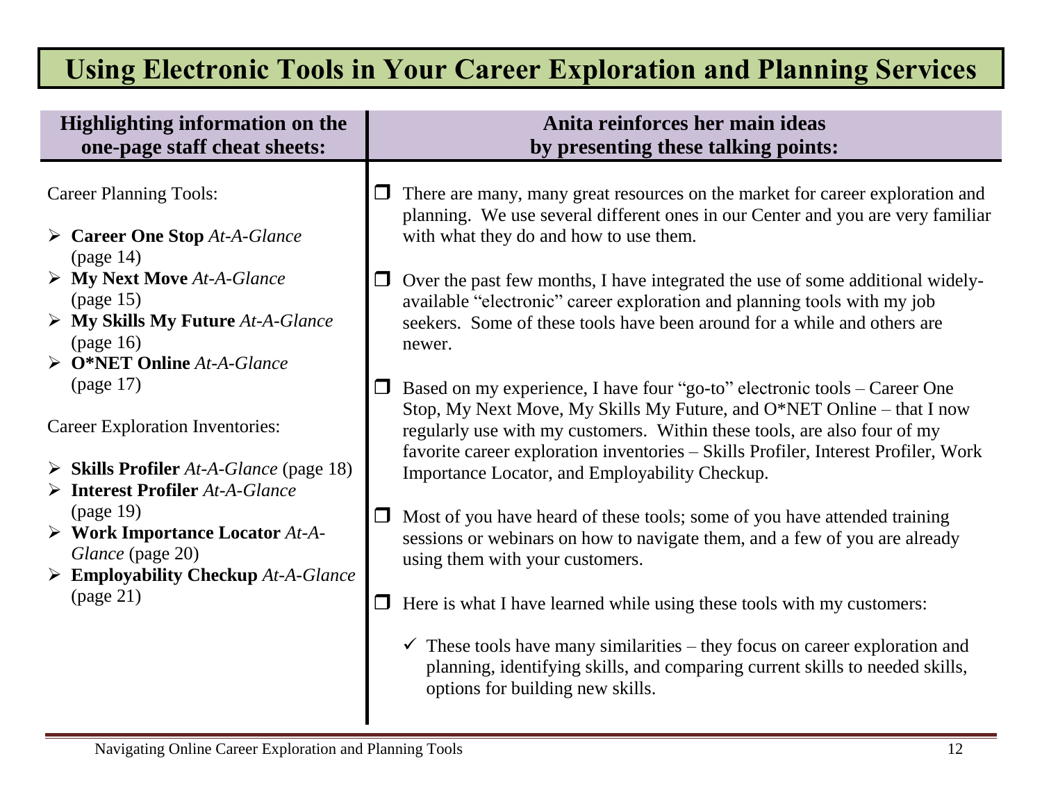# Using Electronic Tools in Your Career Exploration and Planning Services

| Highlighting information on the one-page staff cheat sheets: | Anita reinforces her main ideas by presenting these talking points: |
| --- | --- |
| Career Planning Tools:<br><br>➢ **Career One Stop** *At-A-Glance* (page 14)<br>➢ **My Next Move** *At-A-Glance* (page 15)<br>➢ **My Skills My Future** *At-A-Glance* (page 16)<br>➢ **O*NET Online** *At-A-Glance* (page 17)<br><br>Career Exploration Inventories:<br><br>➢ **Skills Profiler** *At-A-Glance* (page 18)<br>➢ **Interest Profiler** *At-A-Glance* (page 19)<br>➢ **Work Importance Locator** *At-A-Glance* (page 20)<br>➢ **Employability Checkup** *At-A-Glance* (page 21) | ❐ There are many, many great resources on the market for career exploration and planning. We use several different ones in our Center and you are very familiar with what they do and how to use them.<br><br>❐ Over the past few months, I have integrated the use of some additional widely-available "electronic" career exploration and planning tools with my job seekers. Some of these tools have been around for a while and others are newer.<br><br>❐ Based on my experience, I have four "go-to" electronic tools – Career One Stop, My Next Move, My Skills My Future, and O*NET Online – that I now regularly use with my customers. Within these tools, are also four of my favorite career exploration inventories – Skills Profiler, Interest Profiler, Work Importance Locator, and Employability Checkup.<br><br>❐ Most of you have heard of these tools; some of you have attended training sessions or webinars on how to navigate them, and a few of you are already using them with your customers.<br><br>❐ Here is what I have learned while using these tools with my customers:<br><br>✓ These tools have many similarities – they focus on career exploration and planning, identifying skills, and comparing current skills to needed skills, options for building new skills. |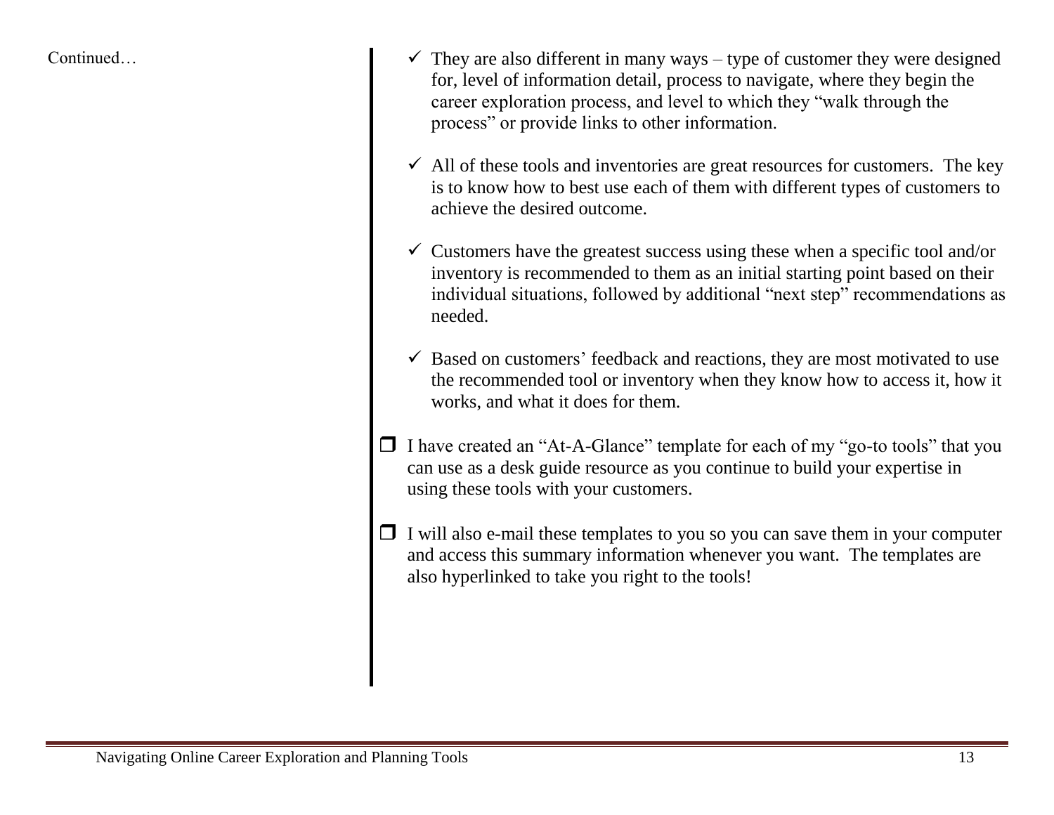Continued…

- ✓ They are also different in many ways – type of customer they were designed for, level of information detail, process to navigate, where they begin the career exploration process, and level to which they "walk through the process" or provide links to other information.

- ✓ All of these tools and inventories are great resources for customers. The key is to know how to best use each of them with different types of customers to achieve the desired outcome.

- ✓ Customers have the greatest success using these when a specific tool and/or inventory is recommended to them as an initial starting point based on their individual situations, followed by additional "next step" recommendations as needed.

- ✓ Based on customers' feedback and reactions, they are most motivated to use the recommended tool or inventory when they know how to access it, how it works, and what it does for them.

- ❒ I have created an "At-A-Glance" template for each of my "go-to tools" that you can use as a desk guide resource as you continue to build your expertise in using these tools with your customers.

- ❒ I will also e-mail these templates to you so you can save them in your computer and access this summary information whenever you want. The templates are also hyperlinked to take you right to the tools!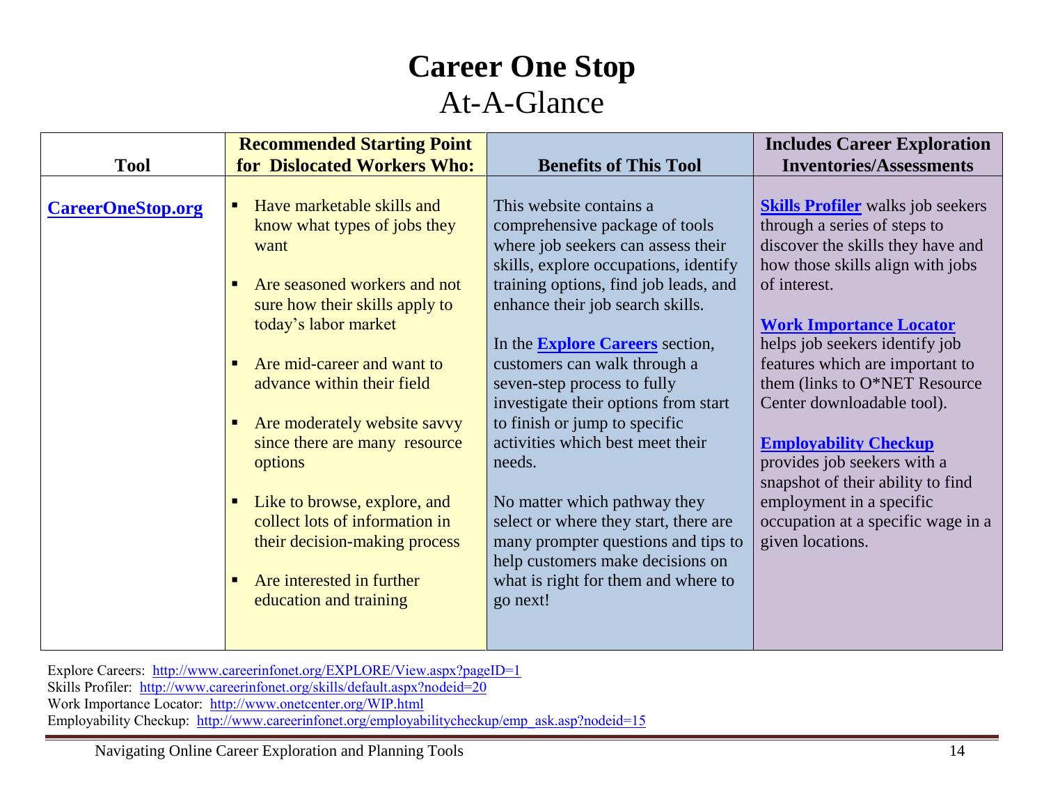# Career One Stop

## At-A-Glance

| Tool | Recommended Starting Point for Dislocated Workers Who: | Benefits of This Tool | Includes Career Exploration Inventories/Assessments |
|---|---|---|---|
| **CareerOneStop.org** | ▪ Have marketable skills and know what types of jobs they want<br><br>▪ Are seasoned workers and not sure how their skills apply to today's labor market<br><br>▪ Are mid-career and want to advance within their field<br><br>▪ Are moderately website savvy since there are many resource options<br><br>▪ Like to browse, explore, and collect lots of information in their decision-making process<br><br>▪ Are interested in further education and training | This website contains a comprehensive package of tools where job seekers can assess their skills, explore occupations, identify training options, find job leads, and enhance their job search skills.<br><br>In the **Explore Careers** section, customers can walk through a seven-step process to fully investigate their options from start to finish or jump to specific activities which best meet their needs.<br><br>No matter which pathway they select or where they start, there are many prompter questions and tips to help customers make decisions on what is right for them and where to go next! | **Skills Profiler** walks job seekers through a series of steps to discover the skills they have and how those skills align with jobs of interest.<br><br>**Work Importance Locator** helps job seekers identify job features which are important to them (links to O*NET Resource Center downloadable tool).<br><br>**Employability Checkup** provides job seekers with a snapshot of their ability to find employment in a specific occupation at a specific wage in a given locations. |

Explore Careers: http://www.careerinfonet.org/EXPLORE/View.aspx?pageID=1
Skills Profiler: http://www.careerinfonet.org/skills/default.aspx?nodeid=20
Work Importance Locator: http://www.onetcenter.org/WIP.html
Employability Checkup: http://www.careerinfonet.org/employabilitycheckup/emp_ask.asp?nodeid=15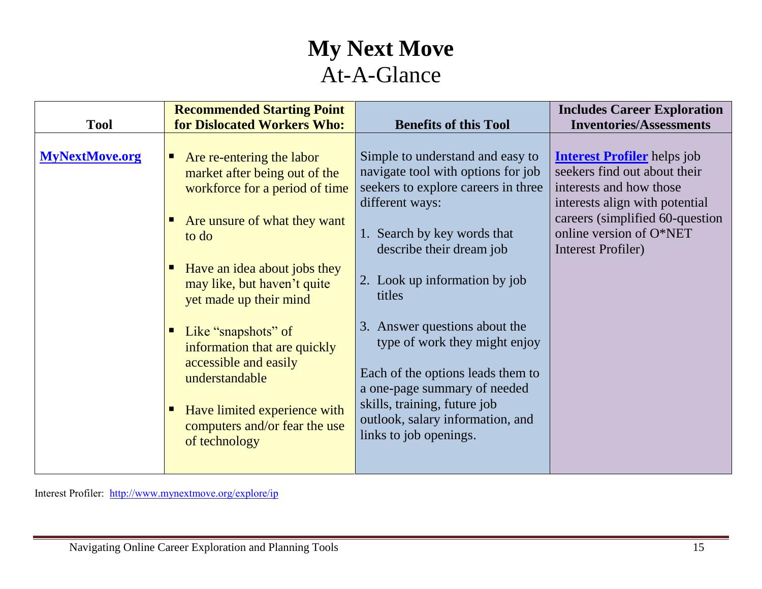# My Next Move
## At-A-Glance

| Tool | Recommended Starting Point for Dislocated Workers Who: | Benefits of this Tool | Includes Career Exploration Inventories/Assessments |
|---|---|---|---|
| **MyNextMove.org** | ▪ Are re-entering the labor market after being out of the workforce for a period of time<br><br>▪ Are unsure of what they want to do<br><br>▪ Have an idea about jobs they may like, but haven't quite yet made up their mind<br><br>▪ Like "snapshots" of information that are quickly accessible and easily understandable<br><br>▪ Have limited experience with computers and/or fear the use of technology | Simple to understand and easy to navigate tool with options for job seekers to explore careers in three different ways:<br><br>1. Search by key words that describe their dream job<br><br>2. Look up information by job titles<br><br>3. Answer questions about the type of work they might enjoy<br><br>Each of the options leads them to a one-page summary of needed skills, training, future job outlook, salary information, and links to job openings. | **Interest Profiler** helps job seekers find out about their interests and how those interests align with potential careers (simplified 60-question online version of O*NET Interest Profiler) |

Interest Profiler: http://www.mynextmove.org/explore/ip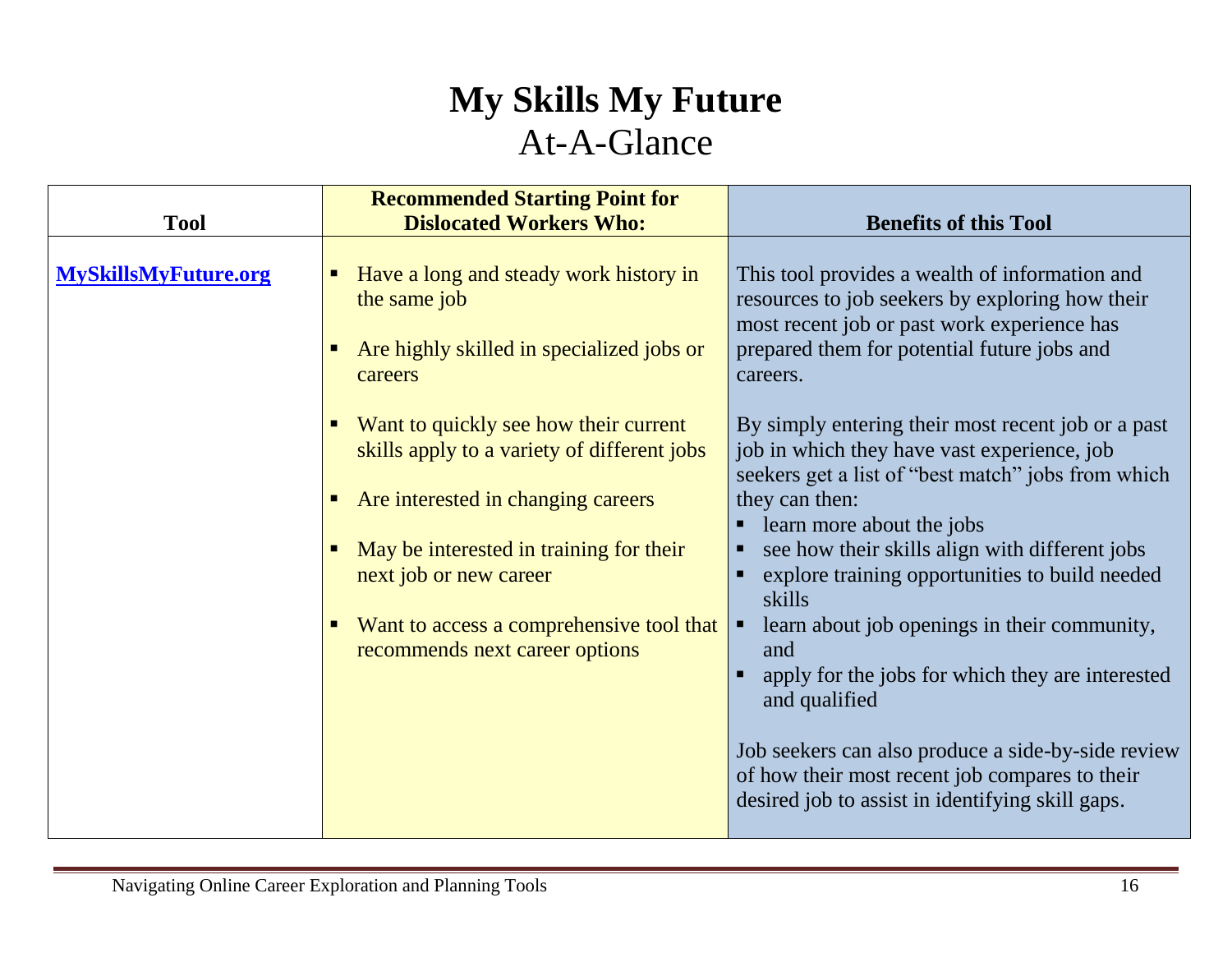# My Skills My Future

## At-A-Glance

| Tool | Recommended Starting Point for Dislocated Workers Who: | Benefits of this Tool |
|---|---|---|
| **MySkillsMyFuture.org** | ▪ Have a long and steady work history in the same job<br><br>▪ Are highly skilled in specialized jobs or careers<br><br>▪ Want to quickly see how their current skills apply to a variety of different jobs<br><br>▪ Are interested in changing careers<br><br>▪ May be interested in training for their next job or new career<br><br>▪ Want to access a comprehensive tool that recommends next career options | This tool provides a wealth of information and resources to job seekers by exploring how their most recent job or past work experience has prepared them for potential future jobs and careers.<br><br>By simply entering their most recent job or a past job in which they have vast experience, job seekers get a list of "best match" jobs from which they can then:<br>▪ learn more about the jobs<br>▪ see how their skills align with different jobs<br>▪ explore training opportunities to build needed skills<br>▪ learn about job openings in their community, and<br>▪ apply for the jobs for which they are interested and qualified<br><br>Job seekers can also produce a side-by-side review of how their most recent job compares to their desired job to assist in identifying skill gaps. |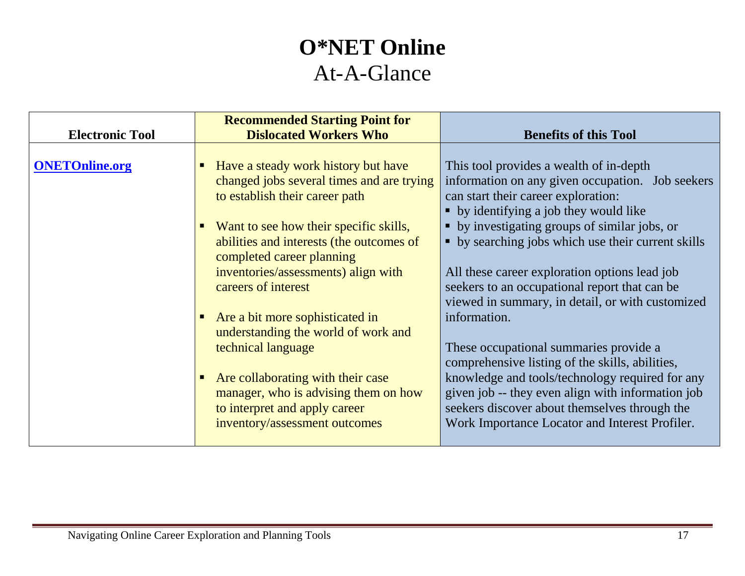# O*NET Online

## At-A-Glance

| Electronic Tool | Recommended Starting Point for Dislocated Workers Who | Benefits of this Tool |
|---|---|---|
| **ONETOnline.org** | ▪ Have a steady work history but have changed jobs several times and are trying to establish their career path<br><br>▪ Want to see how their specific skills, abilities and interests (the outcomes of completed career planning inventories/assessments) align with careers of interest<br><br>▪ Are a bit more sophisticated in understanding the world of work and technical language<br><br>▪ Are collaborating with their case manager, who is advising them on how to interpret and apply career inventory/assessment outcomes | This tool provides a wealth of in-depth information on any given occupation. Job seekers can start their career exploration:<br>▪ by identifying a job they would like<br>▪ by investigating groups of similar jobs, or<br>▪ by searching jobs which use their current skills<br><br>All these career exploration options lead job seekers to an occupational report that can be viewed in summary, in detail, or with customized information.<br><br>These occupational summaries provide a comprehensive listing of the skills, abilities, knowledge and tools/technology required for any given job -- they even align with information job seekers discover about themselves through the Work Importance Locator and Interest Profiler. |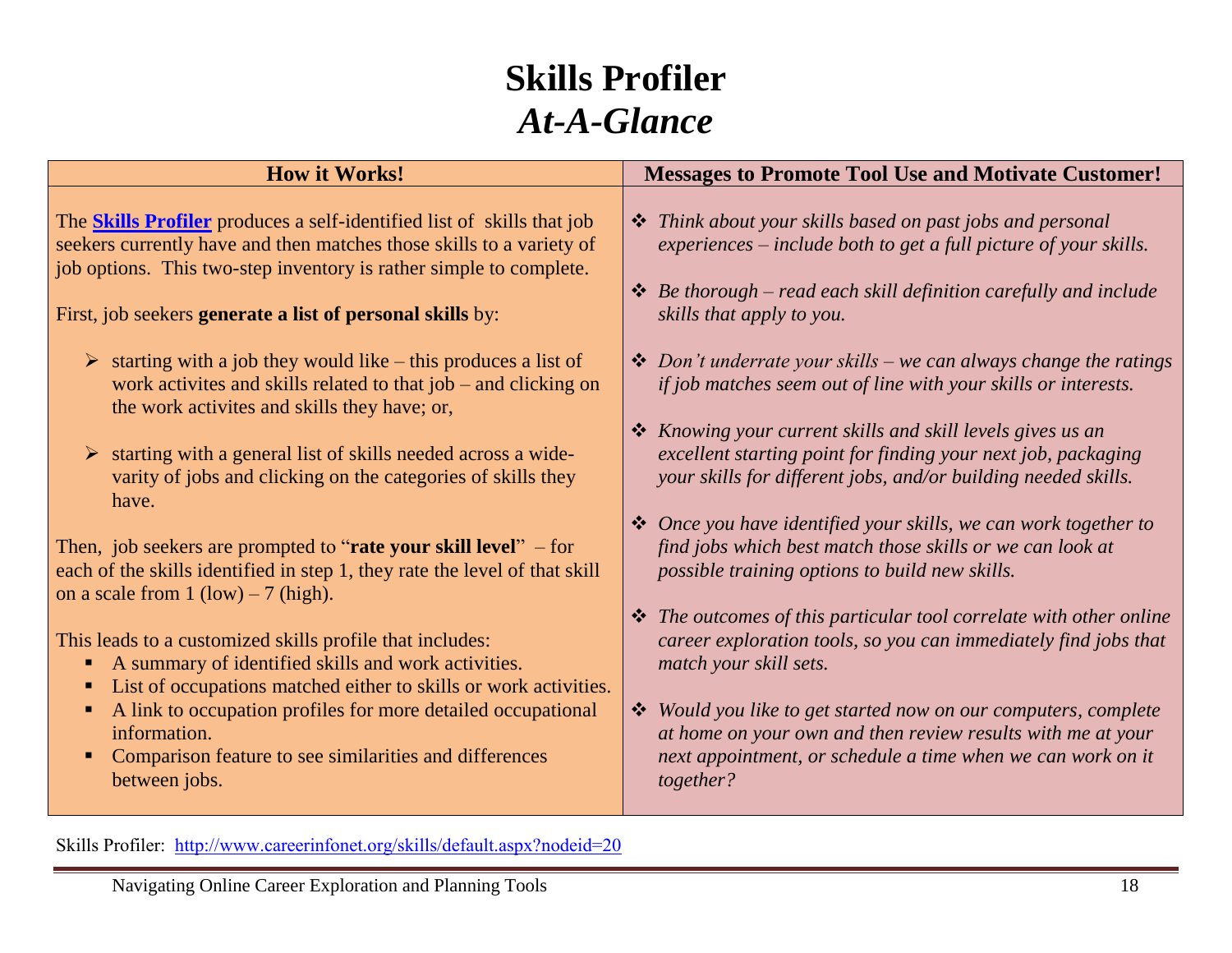# Skills Profiler
## *At-A-Glance*

| How it Works! | Messages to Promote Tool Use and Motivate Customer! |
|---|---|
| The **Skills Profiler** produces a self-identified list of skills that job seekers currently have and then matches those skills to a variety of job options. This two-step inventory is rather simple to complete.<br><br>First, job seekers **generate a list of personal skills** by:<br><br>➢ starting with a job they would like – this produces a list of work activites and skills related to that job – and clicking on the work activites and skills they have; or,<br><br>➢ starting with a general list of skills needed across a wide-varity of jobs and clicking on the categories of skills they have.<br><br>Then, job seekers are prompted to "**rate your skill level**" – for each of the skills identified in step 1, they rate the level of that skill on a scale from 1 (low) – 7 (high).<br><br>This leads to a customized skills profile that includes:<br>▪ A summary of identified skills and work activities.<br>▪ List of occupations matched either to skills or work activities.<br>▪ A link to occupation profiles for more detailed occupational information.<br>▪ Comparison feature to see similarities and differences between jobs. | ❖ *Think about your skills based on past jobs and personal experiences – include both to get a full picture of your skills.*<br><br>❖ *Be thorough – read each skill definition carefully and include skills that apply to you.*<br><br>❖ *Don't underrate your skills – we can always change the ratings if job matches seem out of line with your skills or interests.*<br><br>❖ *Knowing your current skills and skill levels gives us an excellent starting point for finding your next job, packaging your skills for different jobs, and/or building needed skills.*<br><br>❖ *Once you have identified your skills, we can work together to find jobs which best match those skills or we can look at possible training options to build new skills.*<br><br>❖ *The outcomes of this particular tool correlate with other online career exploration tools, so you can immediately find jobs that match your skill sets.*<br><br>❖ *Would you like to get started now on our computers, complete at home on your own and then review results with me at your next appointment, or schedule a time when we can work on it together?* |

Skills Profiler: http://www.careerinfonet.org/skills/default.aspx?nodeid=20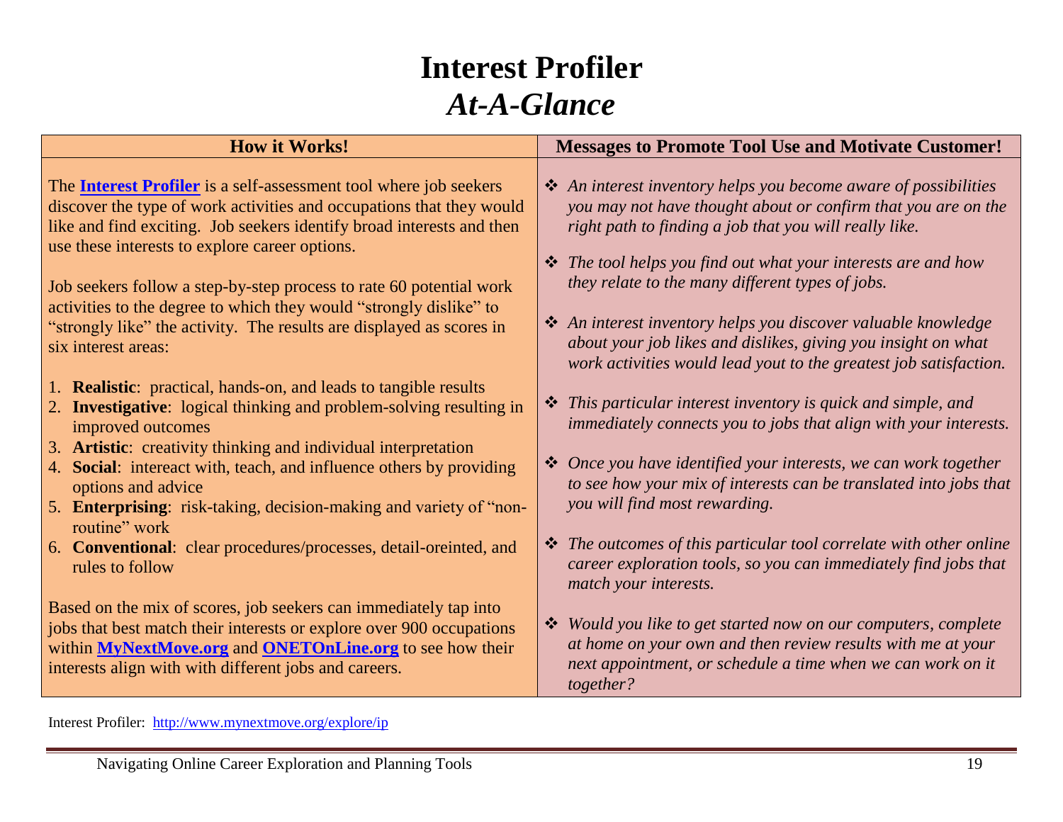# Interest Profiler
## *At-A-Glance*

| How it Works! | Messages to Promote Tool Use and Motivate Customer! |
|---|---|
| The **Interest Profiler** is a self-assessment tool where job seekers discover the type of work activities and occupations that they would like and find exciting. Job seekers identify broad interests and then use these interests to explore career options.<br><br>Job seekers follow a step-by-step process to rate 60 potential work activities to the degree to which they would "strongly dislike" to "strongly like" the activity. The results are displayed as scores in six interest areas:<br><br>1. **Realistic**: practical, hands-on, and leads to tangible results<br>2. **Investigative**: logical thinking and problem-solving resulting in improved outcomes<br>3. **Artistic**: creativity thinking and individual interpretation<br>4. **Social**: intereact with, teach, and influence others by providing options and advice<br>5. **Enterprising**: risk-taking, decision-making and variety of "non-routine" work<br>6. **Conventional**: clear procedures/processes, detail-oreinted, and rules to follow<br><br>Based on the mix of scores, job seekers can immediately tap into jobs that best match their interests or explore over 900 occupations within **MyNextMove.org** and **ONETOnLine.org** to see how their interests align with with different jobs and careers. | ❖ *An interest inventory helps you become aware of possibilities you may not have thought about or confirm that you are on the right path to finding a job that you will really like.*<br><br>❖ *The tool helps you find out what your interests are and how they relate to the many different types of jobs.*<br><br>❖ *An interest inventory helps you discover valuable knowledge about your job likes and dislikes, giving you insight on what work activities would lead yout to the greatest job satisfaction.*<br><br>❖ *This particular interest inventory is quick and simple, and immediately connects you to jobs that align with your interests.*<br><br>❖ *Once you have identified your interests, we can work together to see how your mix of interests can be translated into jobs that you will find most rewarding.*<br><br>❖ *The outcomes of this particular tool correlate with other online career exploration tools, so you can immediately find jobs that match your interests.*<br><br>❖ *Would you like to get started now on our computers, complete at home on your own and then review results with me at your next appointment, or schedule a time when we can work on it together?* |

Interest Profiler: http://www.mynextmove.org/explore/ip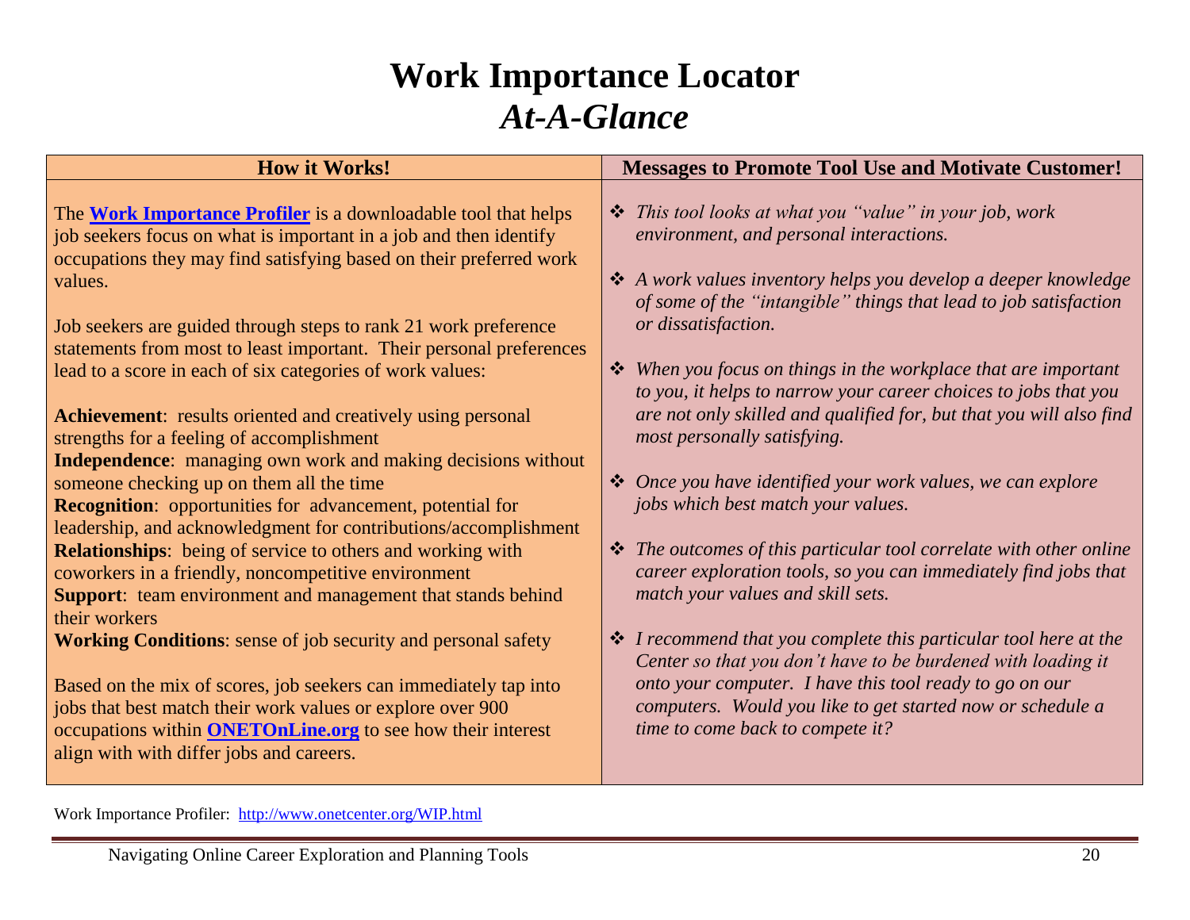# Work Importance Locator
## *At-A-Glance*

| How it Works! | Messages to Promote Tool Use and Motivate Customer! |
|---|---|
| The **Work Importance Profiler** is a downloadable tool that helps job seekers focus on what is important in a job and then identify occupations they may find satisfying based on their preferred work values.<br><br>Job seekers are guided through steps to rank 21 work preference statements from most to least important. Their personal preferences lead to a score in each of six categories of work values:<br><br>**Achievement**: results oriented and creatively using personal strengths for a feeling of accomplishment<br>**Independence**: managing own work and making decisions without someone checking up on them all the time<br>**Recognition**: opportunities for advancement, potential for leadership, and acknowledgment for contributions/accomplishment<br>**Relationships**: being of service to others and working with coworkers in a friendly, noncompetitive environment<br>**Support**: team environment and management that stands behind their workers<br>**Working Conditions**: sense of job security and personal safety<br><br>Based on the mix of scores, job seekers can immediately tap into jobs that best match their work values or explore over 900 occupations within **ONETOnLine.org** to see how their interest align with with differ jobs and careers. | ❖ *This tool looks at what you "value" in your job, work environment, and personal interactions.*<br><br>❖ *A work values inventory helps you develop a deeper knowledge of some of the "intangible" things that lead to job satisfaction or dissatisfaction.*<br><br>❖ *When you focus on things in the workplace that are important to you, it helps to narrow your career choices to jobs that you are not only skilled and qualified for, but that you will also find most personally satisfying.*<br><br>❖ *Once you have identified your work values, we can explore jobs which best match your values.*<br><br>❖ *The outcomes of this particular tool correlate with other online career exploration tools, so you can immediately find jobs that match your values and skill sets.*<br><br>❖ *I recommend that you complete this particular tool here at the Center so that you don't have to be burdened with loading it onto your computer. I have this tool ready to go on our computers. Would you like to get started now or schedule a time to come back to compete it?* |

Work Importance Profiler: http://www.onetcenter.org/WIP.html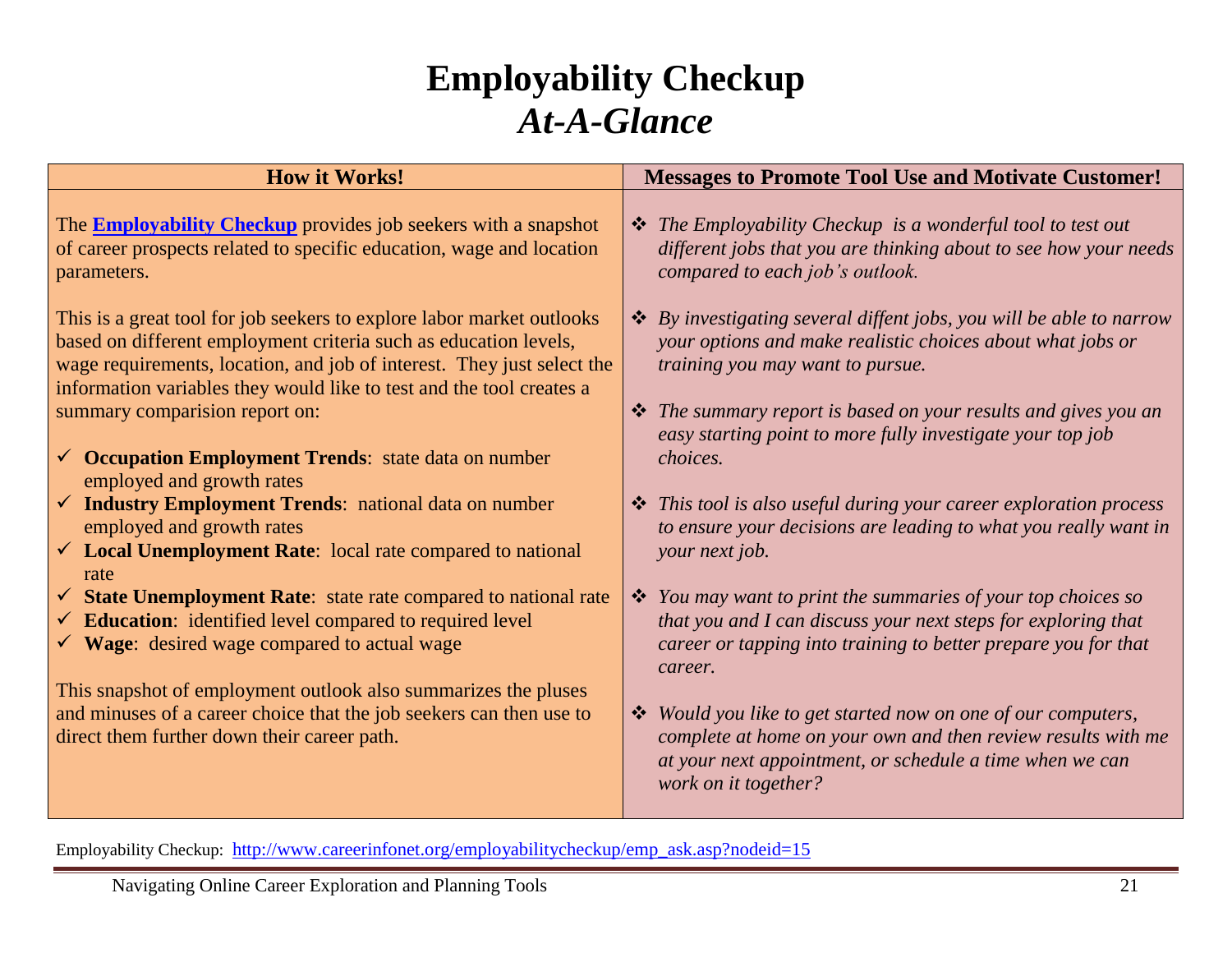# Employability Checkup
## *At-A-Glance*

| How it Works! | Messages to Promote Tool Use and Motivate Customer! |
|---|---|
| The **Employability Checkup** provides job seekers with a snapshot of career prospects related to specific education, wage and location parameters.<br><br>This is a great tool for job seekers to explore labor market outlooks based on different employment criteria such as education levels, wage requirements, location, and job of interest. They just select the information variables they would like to test and the tool creates a summary comparision report on:<br><br>✓ **Occupation Employment Trends**: state data on number employed and growth rates<br>✓ **Industry Employment Trends**: national data on number employed and growth rates<br>✓ **Local Unemployment Rate**: local rate compared to national rate<br>✓ **State Unemployment Rate**: state rate compared to national rate<br>✓ **Education**: identified level compared to required level<br>✓ **Wage**: desired wage compared to actual wage<br><br>This snapshot of employment outlook also summarizes the pluses and minuses of a career choice that the job seekers can then use to direct them further down their career path. | ❖ *The Employability Checkup is a wonderful tool to test out different jobs that you are thinking about to see how your needs compared to each job's outlook.*<br><br>❖ *By investigating several diffent jobs, you will be able to narrow your options and make realistic choices about what jobs or training you may want to pursue.*<br><br>❖ *The summary report is based on your results and gives you an easy starting point to more fully investigate your top job choices.*<br><br>❖ *This tool is also useful during your career exploration process to ensure your decisions are leading to what you really want in your next job.*<br><br>❖ *You may want to print the summaries of your top choices so that you and I can discuss your next steps for exploring that career or tapping into training to better prepare you for that career.*<br><br>❖ *Would you like to get started now on one of our computers, complete at home on your own and then review results with me at your next appointment, or schedule a time when we can work on it together?* |

Employability Checkup: http://www.careerinfonet.org/employabilitycheckup/emp_ask.asp?nodeid=15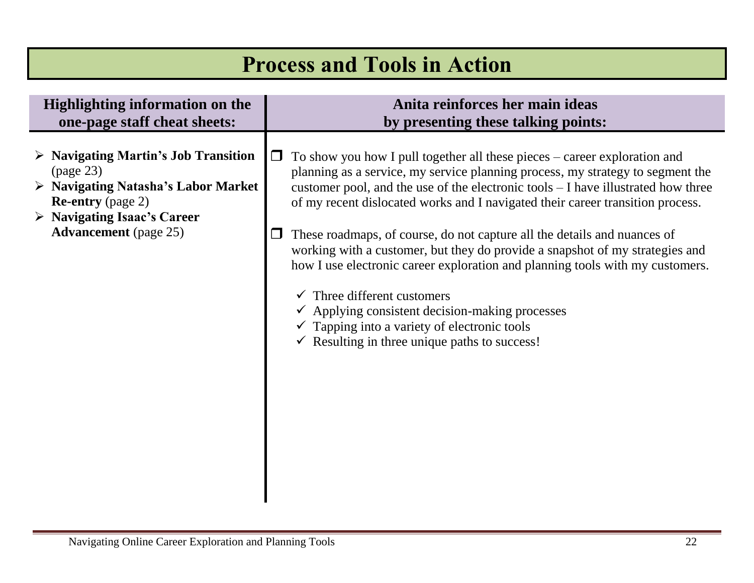# Process and Tools in Action

| Highlighting information on the one-page staff cheat sheets: | Anita reinforces her main ideas by presenting these talking points: |
|---|---|
| ➢ **Navigating Martin's Job Transition** (page 23)<br>➢ **Navigating Natasha's Labor Market Re-entry** (page 2)<br>➢ **Navigating Isaac's Career Advancement** (page 25) | ❒ To show you how I pull together all these pieces – career exploration and planning as a service, my service planning process, my strategy to segment the customer pool, and the use of the electronic tools – I have illustrated how three of my recent dislocated works and I navigated their career transition process.<br><br>❒ These roadmaps, of course, do not capture all the details and nuances of working with a customer, but they do provide a snapshot of my strategies and how I use electronic career exploration and planning tools with my customers.<br><br>✓ Three different customers<br>✓ Applying consistent decision-making processes<br>✓ Tapping into a variety of electronic tools<br>✓ Resulting in three unique paths to success! |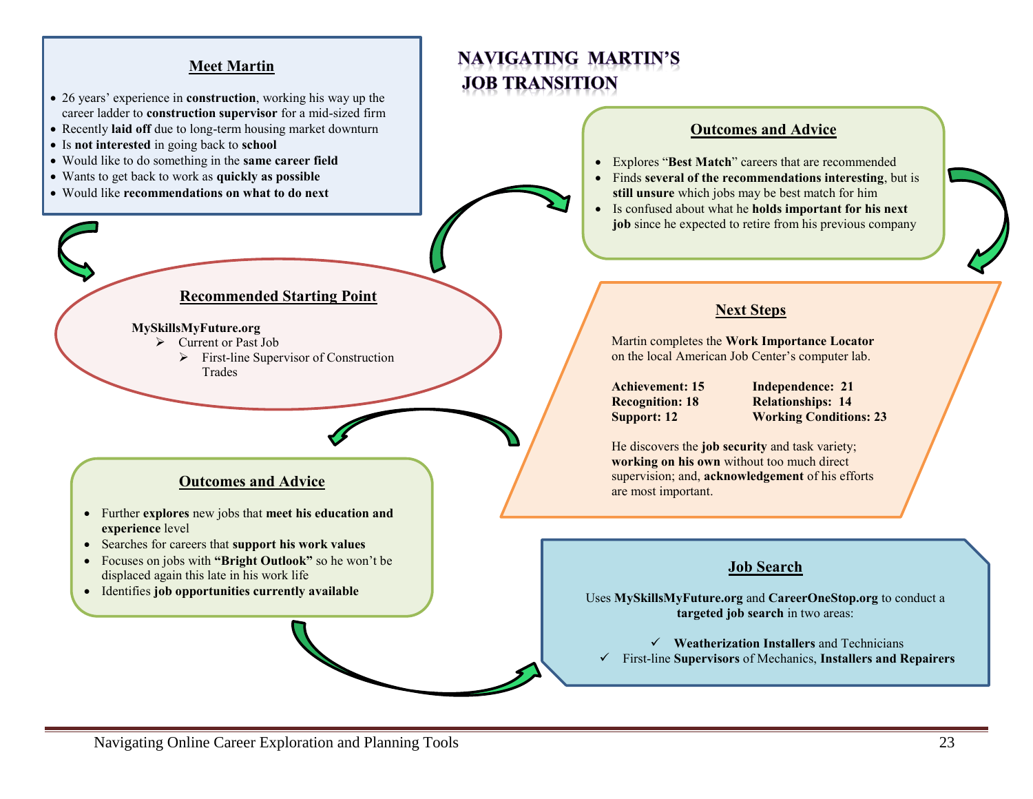# NAVIGATING MARTIN'S JOB TRANSITION

## Meet Martin

- 26 years' experience in **construction**, working his way up the career ladder to **construction supervisor** for a mid-sized firm
- Recently **laid off** due to long-term housing market downturn
- Is **not interested** in going back to **school**
- Would like to do something in the **same career field**
- Wants to get back to work as **quickly as possible**
- Would like **recommendations on what to do next**

## Recommended Starting Point

**MySkillsMyFuture.org**

- Current or Past Job
  - First-line Supervisor of Construction Trades

## Outcomes and Advice

- Explores "**Best Match**" careers that are recommended
- Finds **several of the recommendations interesting**, but is **still unsure** which jobs may be best match for him
- Is confused about what he **holds important for his next job** since he expected to retire from his previous company

## Next Steps

Martin completes the **Work Importance Locator** on the local American Job Center's computer lab.

| | |
|---|---|
| **Achievement: 15** | **Independence: 21** |
| **Recognition: 18** | **Relationships: 14** |
| **Support: 12** | **Working Conditions: 23** |

He discovers the **job security** and task variety; **working on his own** without too much direct supervision; and, **acknowledgement** of his efforts are most important.

## Outcomes and Advice

- Further **explores** new jobs that **meet his education and experience** level
- Searches for careers that **support his work values**
- Focuses on jobs with **"Bright Outlook"** so he won't be displaced again this late in his work life
- Identifies **job opportunities currently available**

## Job Search

Uses **MySkillsMyFuture.org** and **CareerOneStop.org** to conduct a **targeted job search** in two areas:

- ✓ **Weatherization Installers** and Technicians
- ✓ First-line **Supervisors** of Mechanics, **Installers and Repairers**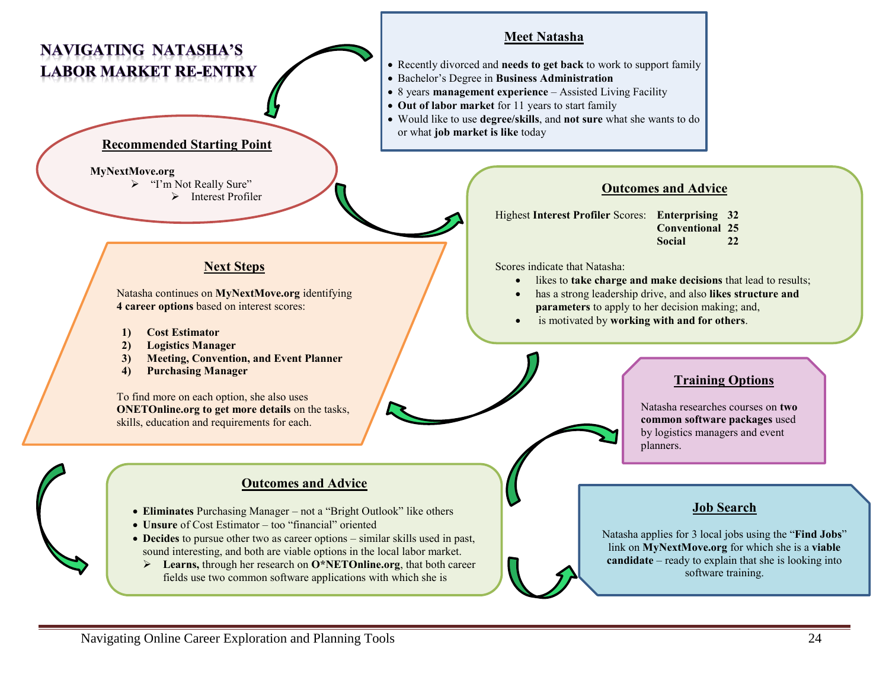# NAVIGATING NATASHA'S LABOR MARKET RE-ENTRY

## Meet Natasha

- Recently divorced and **needs to get back** to work to support family
- Bachelor's Degree in **Business Administration**
- 8 years **management experience** – Assisted Living Facility
- **Out of labor market** for 11 years to start family
- Would like to use **degree/skills**, and **not sure** what she wants to do or what **job market is like** today

## Recommended Starting Point

**MyNextMove.org**

- "I'm Not Really Sure"
  - Interest Profiler

## Outcomes and Advice

Highest **Interest Profiler** Scores:

| | |
|---|---|
| **Enterprising** | **32** |
| **Conventional** | **25** |
| **Social** | **22** |

Scores indicate that Natasha:

- likes to **take charge and make decisions** that lead to results;
- has a strong leadership drive, and also **likes structure and parameters** to apply to her decision making; and,
- is motivated by **working with and for others**.

## Next Steps

Natasha continues on **MyNextMove.org** identifying **4 career options** based on interest scores:

1) **Cost Estimator**
2) **Logistics Manager**
3) **Meeting, Convention, and Event Planner**
4) **Purchasing Manager**

To find more on each option, she also uses **ONETOnline.org to get more details** on the tasks, skills, education and requirements for each.

## Outcomes and Advice

- **Eliminates** Purchasing Manager – not a "Bright Outlook" like others
- **Unsure** of Cost Estimator – too "financial" oriented
- **Decides** to pursue other two as career options – similar skills used in past, sound interesting, and both are viable options in the local labor market.
  - **Learns,** through her research on **O*NETOnline.org**, that both career fields use two common software applications with which she is

## Training Options

Natasha researches courses on **two common software packages** used by logistics managers and event planners.

## Job Search

Natasha applies for 3 local jobs using the "**Find Jobs**" link on **MyNextMove.org** for which she is a **viable candidate** – ready to explain that she is looking into software training.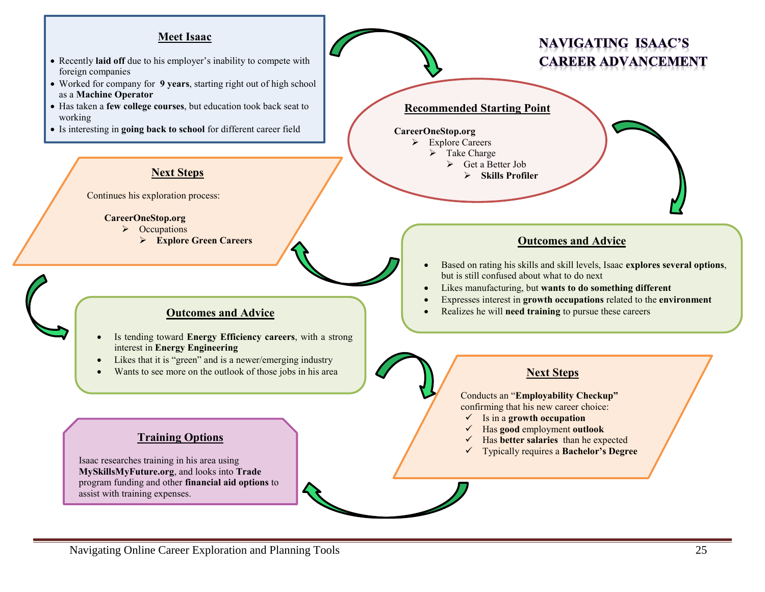# NAVIGATING ISAAC'S CAREER ADVANCEMENT

## Meet Isaac

- Recently **laid off** due to his employer's inability to compete with foreign companies
- Worked for company for **9 years**, starting right out of high school as a **Machine Operator**
- Has taken a **few college courses**, but education took back seat to working
- Is interesting in **going back to school** for different career field

## Recommended Starting Point

**CareerOneStop.org**

- Explore Careers
  - Take Charge
    - Get a Better Job
      - **Skills Profiler**

## Outcomes and Advice

- Based on rating his skills and skill levels, Isaac **explores several options**, but is still confused about what to do next
- Likes manufacturing, but **wants to do something different**
- Expresses interest in **growth occupations** related to the **environment**
- Realizes he will **need training** to pursue these careers

## Next Steps

Continues his exploration process:

**CareerOneStop.org**

- Occupations
  - **Explore Green Careers**

## Outcomes and Advice

- Is tending toward **Energy Efficiency careers**, with a strong interest in **Energy Engineering**
- Likes that it is "green" and is a newer/emerging industry
- Wants to see more on the outlook of those jobs in his area

## Next Steps

Conducts an "**Employability Checkup"** confirming that his new career choice:

- ✓ Is in a **growth occupation**
- ✓ Has **good** employment **outlook**
- ✓ Has **better salaries** than he expected
- ✓ Typically requires a **Bachelor's Degree**

## Training Options

Isaac researches training in his area using **MySkillsMyFuture.org**, and looks into **Trade** program funding and other **financial aid options** to assist with training expenses.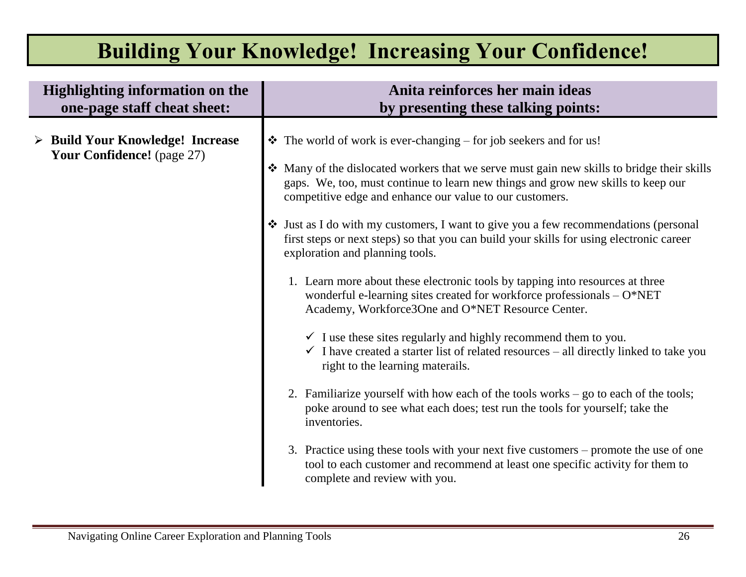# Building Your Knowledge! Increasing Your Confidence!

| Highlighting information on the one-page staff cheat sheet: | Anita reinforces her main ideas by presenting these talking points: |
|---|---|
| ➢ **Build Your Knowledge! Increase Your Confidence!** (page 27) | ❖ The world of work is ever-changing – for job seekers and for us!<br><br>❖ Many of the dislocated workers that we serve must gain new skills to bridge their skills gaps. We, too, must continue to learn new things and grow new skills to keep our competitive edge and enhance our value to our customers.<br><br>❖ Just as I do with my customers, I want to give you a few recommendations (personal first steps or next steps) so that you can build your skills for using electronic career exploration and planning tools.<br><br>1. Learn more about these electronic tools by tapping into resources at three wonderful e-learning sites created for workforce professionals – O*NET Academy, Workforce3One and O*NET Resource Center.<br>✓ I use these sites regularly and highly recommend them to you.<br>✓ I have created a starter list of related resources – all directly linked to take you right to the learning materails.<br><br>2. Familiarize yourself with how each of the tools works – go to each of the tools; poke around to see what each does; test run the tools for yourself; take the inventories.<br><br>3. Practice using these tools with your next five customers – promote the use of one tool to each customer and recommend at least one specific activity for them to complete and review with you. |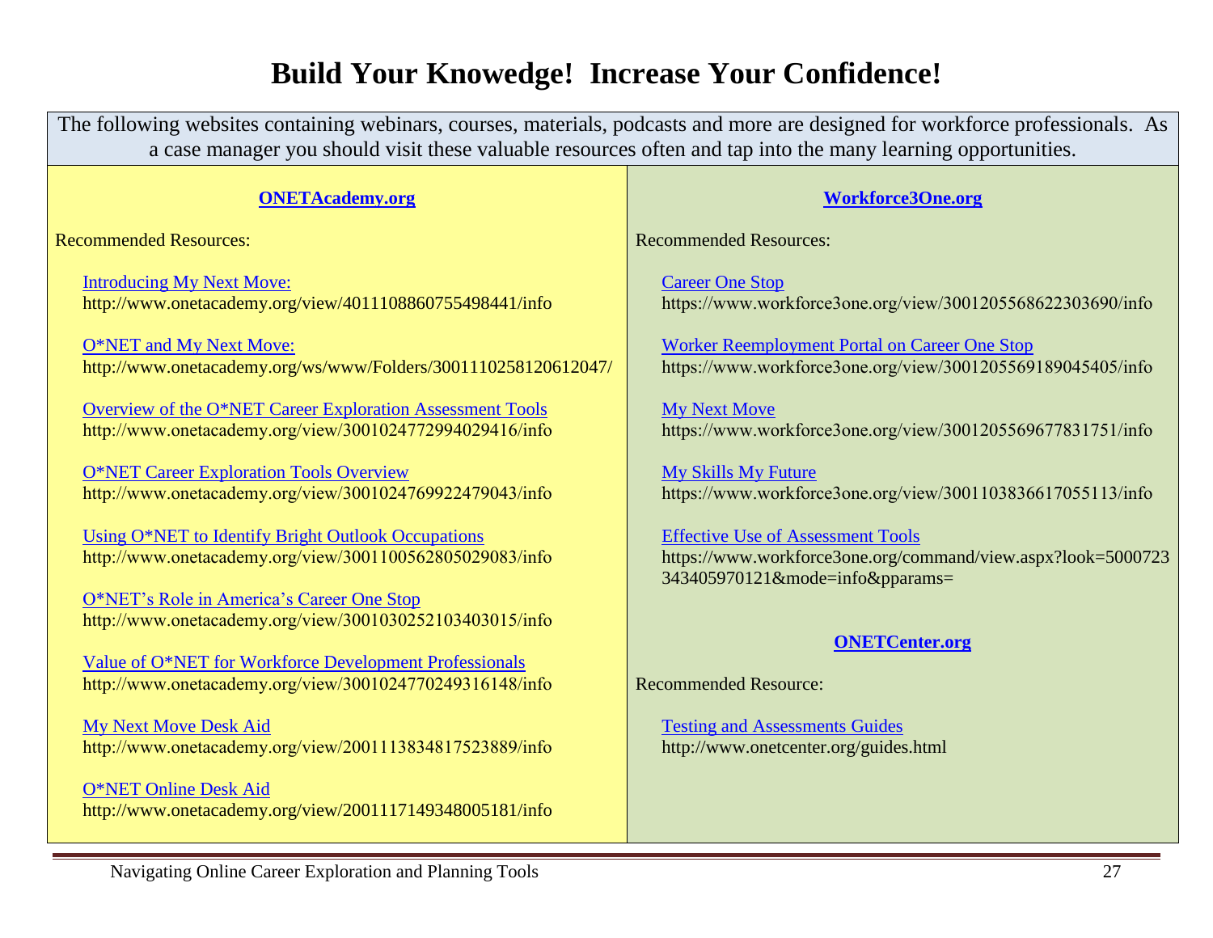# Build Your Knowedge! Increase Your Confidence!

The following websites containing webinars, courses, materials, podcasts and more are designed for workforce professionals. As a case manager you should visit these valuable resources often and tap into the many learning opportunities.

## ONETAcademy.org

Recommended Resources:

- Introducing My Next Move:
  http://www.onetacademy.org/view/4011108860755498441/info
- O*NET and My Next Move:
  http://www.onetacademy.org/ws/www/Folders/3001110258120612047/
- Overview of the O*NET Career Exploration Assessment Tools
  http://www.onetacademy.org/view/3001024772994029416/info
- O*NET Career Exploration Tools Overview
  http://www.onetacademy.org/view/3001024769922479043/info
- Using O*NET to Identify Bright Outlook Occupations
  http://www.onetacademy.org/view/3001100562805029083/info
- O*NET's Role in America's Career One Stop
  http://www.onetacademy.org/view/3001030252103403015/info
- Value of O*NET for Workforce Development Professionals
  http://www.onetacademy.org/view/3001024770249316148/info
- My Next Move Desk Aid
  http://www.onetacademy.org/view/2001113834817523889/info
- O*NET Online Desk Aid
  http://www.onetacademy.org/view/2001117149348005181/info

## Workforce3One.org

Recommended Resources:

- Career One Stop
  https://www.workforce3one.org/view/3001205568622303690/info
- Worker Reemployment Portal on Career One Stop
  https://www.workforce3one.org/view/3001205569189045405/info
- My Next Move
  https://www.workforce3one.org/view/3001205569677831751/info
- My Skills My Future
  https://www.workforce3one.org/view/3001103836617055113/info
- Effective Use of Assessment Tools
  https://www.workforce3one.org/command/view.aspx?look=5000723343405970121&mode=info&pparams=

## ONETCenter.org

Recommended Resource:

- Testing and Assessments Guides
  http://www.onetcenter.org/guides.html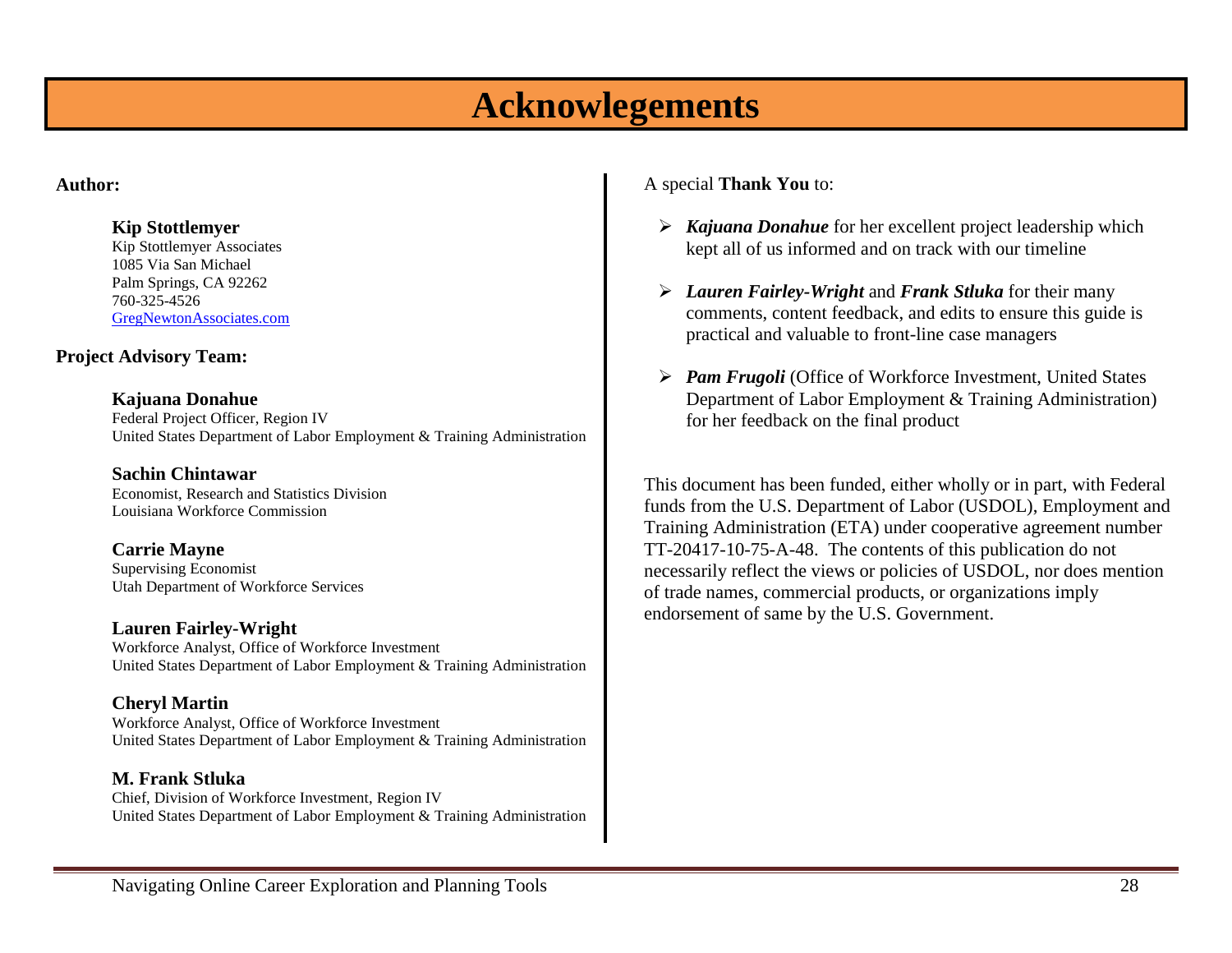# Acknowlegements

**Author:**

**Kip Stottlemyer**
Kip Stottlemyer Associates
1085 Via San Michael
Palm Springs, CA 92262
760-325-4526
GregNewtonAssociates.com

**Project Advisory Team:**

**Kajuana Donahue**
Federal Project Officer, Region IV
United States Department of Labor Employment & Training Administration

**Sachin Chintawar**
Economist, Research and Statistics Division
Louisiana Workforce Commission

**Carrie Mayne**
Supervising Economist
Utah Department of Workforce Services

**Lauren Fairley-Wright**
Workforce Analyst, Office of Workforce Investment
United States Department of Labor Employment & Training Administration

**Cheryl Martin**
Workforce Analyst, Office of Workforce Investment
United States Department of Labor Employment & Training Administration

**M. Frank Stluka**
Chief, Division of Workforce Investment, Region IV
United States Department of Labor Employment & Training Administration

A special **Thank You** to:

- ***Kajuana Donahue*** for her excellent project leadership which kept all of us informed and on track with our timeline
- ***Lauren Fairley-Wright*** and ***Frank Stluka*** for their many comments, content feedback, and edits to ensure this guide is practical and valuable to front-line case managers
- ***Pam Frugoli*** (Office of Workforce Investment, United States Department of Labor Employment & Training Administration) for her feedback on the final product

This document has been funded, either wholly or in part, with Federal funds from the U.S. Department of Labor (USDOL), Employment and Training Administration (ETA) under cooperative agreement number TT-20417-10-75-A-48. The contents of this publication do not necessarily reflect the views or policies of USDOL, nor does mention of trade names, commercial products, or organizations imply endorsement of same by the U.S. Government.